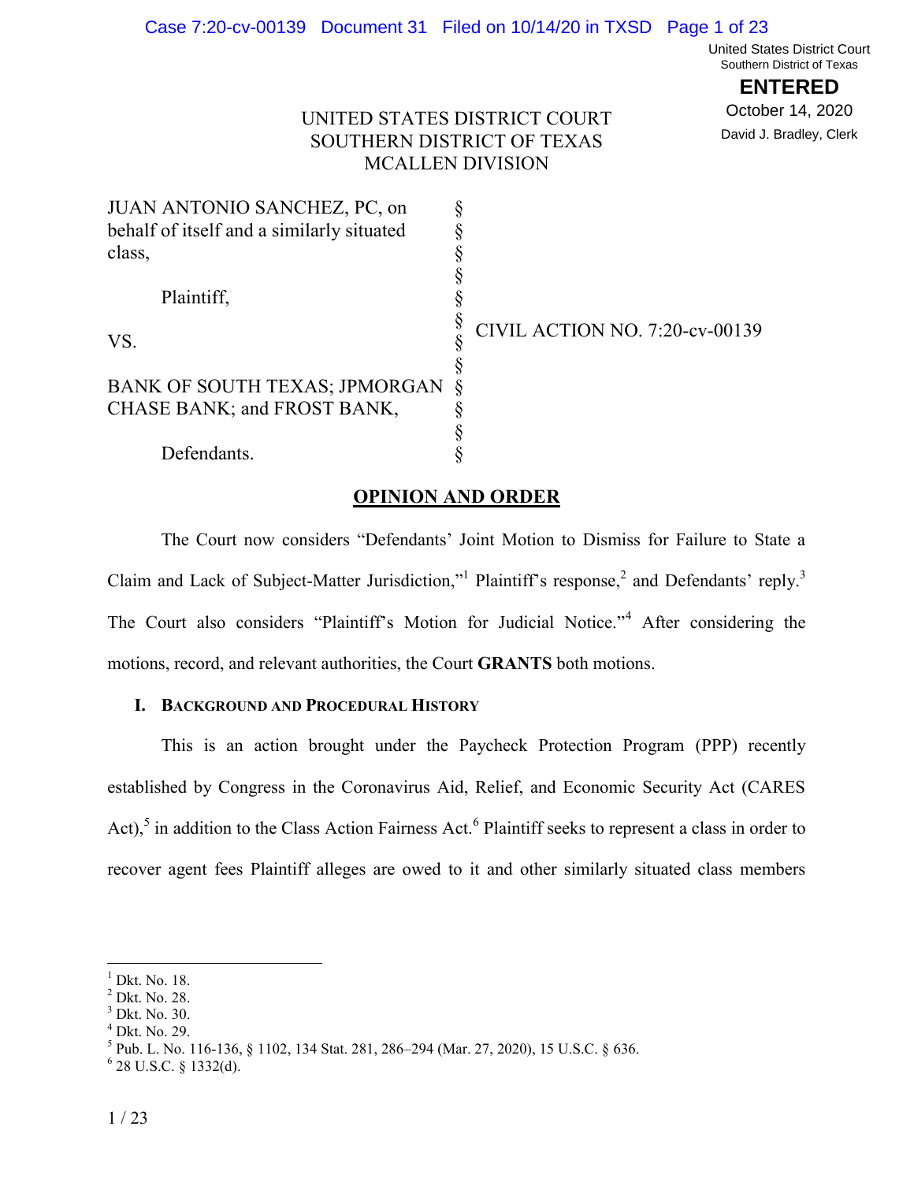United States District Court
Southern District of Texas

**ENTERED**

October 14, 2020

David J. Bradley, Clerk

UNITED STATES DISTRICT COURT
SOUTHERN DISTRICT OF TEXAS
MCALLEN DIVISION

| | | |
|---|---|---|
| JUAN ANTONIO SANCHEZ, PC, on behalf of itself and a similarly situated class, | § | |
| Plaintiff, | § | |
| VS. | § | CIVIL ACTION NO. 7:20-cv-00139 |
| BANK OF SOUTH TEXAS; JPMORGAN CHASE BANK; and FROST BANK, | § | |
| Defendants. | § | |

## OPINION AND ORDER

The Court now considers "Defendants' Joint Motion to Dismiss for Failure to State a Claim and Lack of Subject-Matter Jurisdiction,"[1] Plaintiff's response,[2] and Defendants' reply.[3] The Court also considers "Plaintiff's Motion for Judicial Notice."[4] After considering the motions, record, and relevant authorities, the Court **GRANTS** both motions.

### I. Background and Procedural History

This is an action brought under the Paycheck Protection Program (PPP) recently established by Congress in the Coronavirus Aid, Relief, and Economic Security Act (CARES Act),[5] in addition to the Class Action Fairness Act.[6] Plaintiff seeks to represent a class in order to recover agent fees Plaintiff alleges are owed to it and other similarly situated class members

---

[1] Dkt. No. 18.
[2] Dkt. No. 28.
[3] Dkt. No. 30.
[4] Dkt. No. 29.
[5] Pub. L. No. 116-136, § 1102, 134 Stat. 281, 286–294 (Mar. 27, 2020), 15 U.S.C. § 636.
[6] 28 U.S.C. § 1332(d).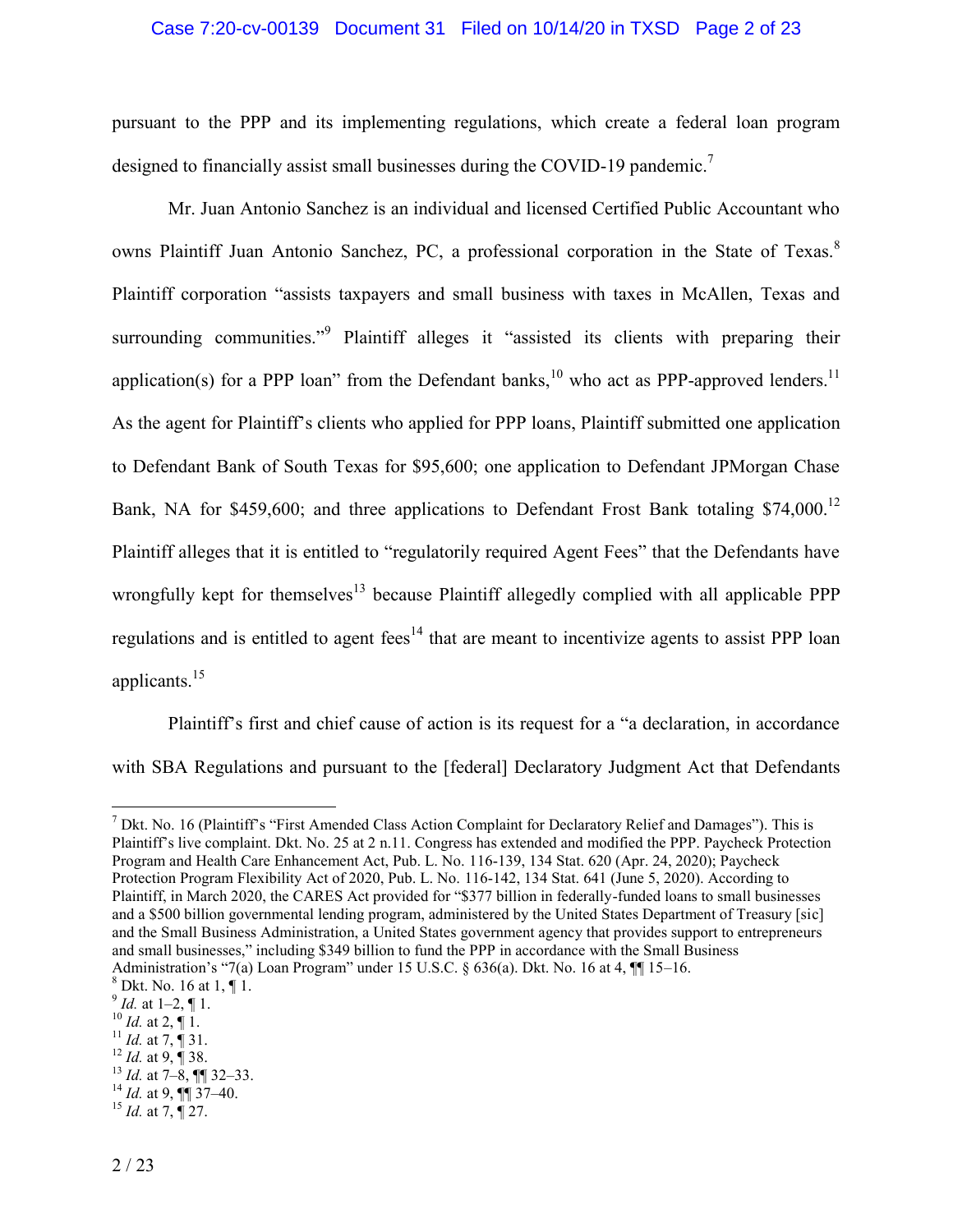pursuant to the PPP and its implementing regulations, which create a federal loan program designed to financially assist small businesses during the COVID-19 pandemic.[7]

Mr. Juan Antonio Sanchez is an individual and licensed Certified Public Accountant who owns Plaintiff Juan Antonio Sanchez, PC, a professional corporation in the State of Texas.[8] Plaintiff corporation "assists taxpayers and small business with taxes in McAllen, Texas and surrounding communities."[9] Plaintiff alleges it "assisted its clients with preparing their application(s) for a PPP loan" from the Defendant banks,[10] who act as PPP-approved lenders.[11] As the agent for Plaintiff's clients who applied for PPP loans, Plaintiff submitted one application to Defendant Bank of South Texas for $95,600; one application to Defendant JPMorgan Chase Bank, NA for $459,600; and three applications to Defendant Frost Bank totaling $74,000.[12] Plaintiff alleges that it is entitled to "regulatorily required Agent Fees" that the Defendants have wrongfully kept for themselves[13] because Plaintiff allegedly complied with all applicable PPP regulations and is entitled to agent fees[14] that are meant to incentivize agents to assist PPP loan applicants.[15]

Plaintiff's first and chief cause of action is its request for a "a declaration, in accordance with SBA Regulations and pursuant to the [federal] Declaratory Judgment Act that Defendants

---

[7] Dkt. No. 16 (Plaintiff's "First Amended Class Action Complaint for Declaratory Relief and Damages"). This is Plaintiff's live complaint. Dkt. No. 25 at 2 n.11. Congress has extended and modified the PPP. Paycheck Protection Program and Health Care Enhancement Act, Pub. L. No. 116-139, 134 Stat. 620 (Apr. 24, 2020); Paycheck Protection Program Flexibility Act of 2020, Pub. L. No. 116-142, 134 Stat. 641 (June 5, 2020). According to Plaintiff, in March 2020, the CARES Act provided for "$377 billion in federally-funded loans to small businesses and a $500 billion governmental lending program, administered by the United States Department of Treasury [sic] and the Small Business Administration, a United States government agency that provides support to entrepreneurs and small businesses," including $349 billion to fund the PPP in accordance with the Small Business Administration's "7(a) Loan Program" under 15 U.S.C. § 636(a). Dkt. No. 16 at 4, ¶¶ 15–16.

[8] Dkt. No. 16 at 1, ¶ 1.

[9] *Id.* at 1–2, ¶ 1.

[10] *Id.* at 2, ¶ 1.

[11] *Id.* at 7, ¶ 31.

[12] *Id.* at 9, ¶ 38.

[13] *Id.* at 7–8, ¶¶ 32–33.

[14] *Id.* at 9, ¶¶ 37–40.

[15] *Id.* at 7, ¶ 27.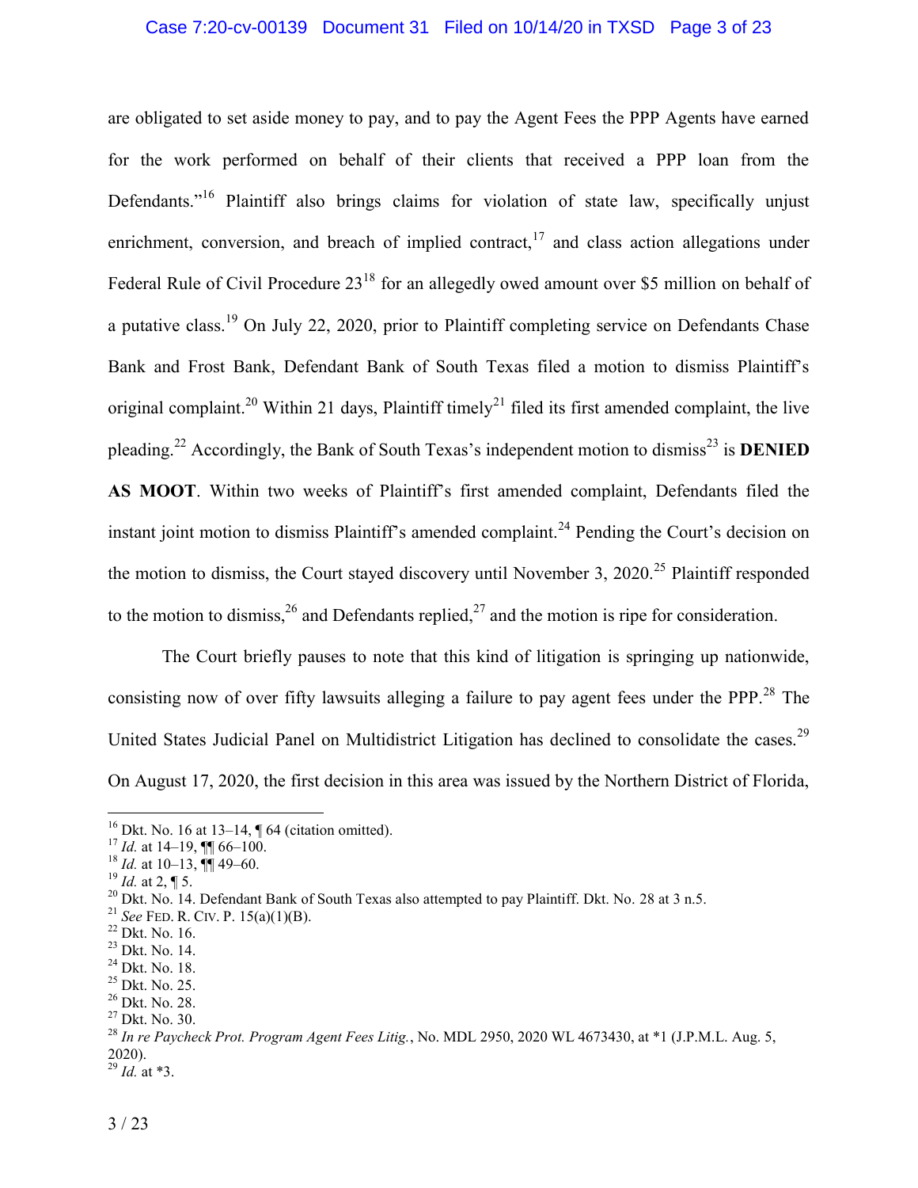are obligated to set aside money to pay, and to pay the Agent Fees the PPP Agents have earned for the work performed on behalf of their clients that received a PPP loan from the Defendants."[16] Plaintiff also brings claims for violation of state law, specifically unjust enrichment, conversion, and breach of implied contract,[17] and class action allegations under Federal Rule of Civil Procedure 23[18] for an allegedly owed amount over $5 million on behalf of a putative class.[19] On July 22, 2020, prior to Plaintiff completing service on Defendants Chase Bank and Frost Bank, Defendant Bank of South Texas filed a motion to dismiss Plaintiff's original complaint.[20] Within 21 days, Plaintiff timely[21] filed its first amended complaint, the live pleading.[22] Accordingly, the Bank of South Texas's independent motion to dismiss[23] is **DENIED AS MOOT**. Within two weeks of Plaintiff's first amended complaint, Defendants filed the instant joint motion to dismiss Plaintiff's amended complaint.[24] Pending the Court's decision on the motion to dismiss, the Court stayed discovery until November 3, 2020.[25] Plaintiff responded to the motion to dismiss,[26] and Defendants replied,[27] and the motion is ripe for consideration.

The Court briefly pauses to note that this kind of litigation is springing up nationwide, consisting now of over fifty lawsuits alleging a failure to pay agent fees under the PPP.[28] The United States Judicial Panel on Multidistrict Litigation has declined to consolidate the cases.[29] On August 17, 2020, the first decision in this area was issued by the Northern District of Florida,

---

[16] Dkt. No. 16 at 13–14, ¶ 64 (citation omitted).
[17] *Id.* at 14–19, ¶¶ 66–100.
[18] *Id.* at 10–13, ¶¶ 49–60.
[19] *Id.* at 2, ¶ 5.
[20] Dkt. No. 14. Defendant Bank of South Texas also attempted to pay Plaintiff. Dkt. No. 28 at 3 n.5.
[21] *See* FED. R. CIV. P. 15(a)(1)(B).
[22] Dkt. No. 16.
[23] Dkt. No. 14.
[24] Dkt. No. 18.
[25] Dkt. No. 25.
[26] Dkt. No. 28.
[27] Dkt. No. 30.
[28] *In re Paycheck Prot. Program Agent Fees Litig.*, No. MDL 2950, 2020 WL 4673430, at *1 (J.P.M.L. Aug. 5, 2020).
[29] *Id.* at *3.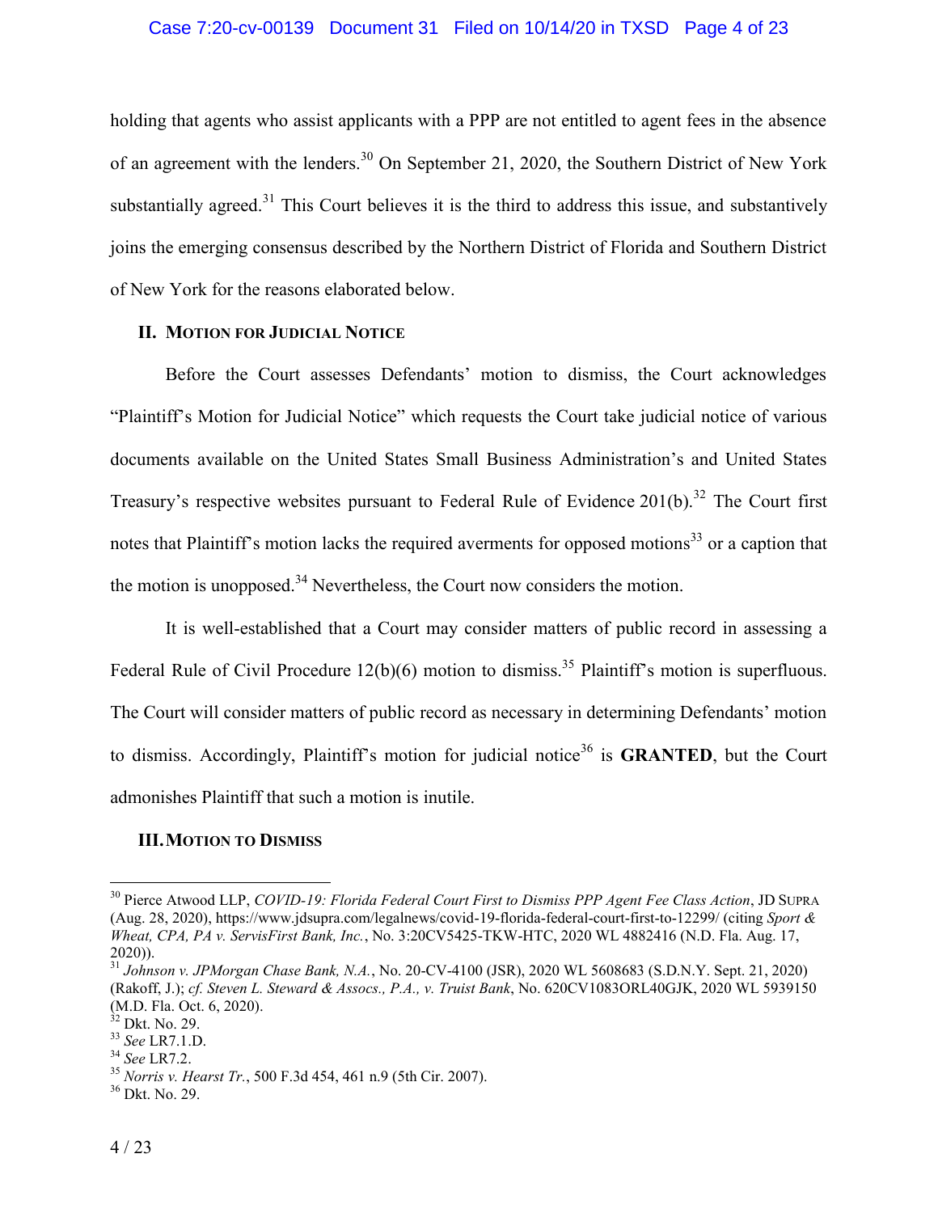holding that agents who assist applicants with a PPP are not entitled to agent fees in the absence of an agreement with the lenders.[30] On September 21, 2020, the Southern District of New York substantially agreed.[31] This Court believes it is the third to address this issue, and substantively joins the emerging consensus described by the Northern District of Florida and Southern District of New York for the reasons elaborated below.

## II. Motion for Judicial Notice

Before the Court assesses Defendants' motion to dismiss, the Court acknowledges "Plaintiff's Motion for Judicial Notice" which requests the Court take judicial notice of various documents available on the United States Small Business Administration's and United States Treasury's respective websites pursuant to Federal Rule of Evidence 201(b).[32] The Court first notes that Plaintiff's motion lacks the required averments for opposed motions[33] or a caption that the motion is unopposed.[34] Nevertheless, the Court now considers the motion.

It is well-established that a Court may consider matters of public record in assessing a Federal Rule of Civil Procedure 12(b)(6) motion to dismiss.[35] Plaintiff's motion is superfluous. The Court will consider matters of public record as necessary in determining Defendants' motion to dismiss. Accordingly, Plaintiff's motion for judicial notice[36] is **GRANTED**, but the Court admonishes Plaintiff that such a motion is inutile.

## III. Motion to Dismiss

---

[30] Pierce Atwood LLP, *COVID-19: Florida Federal Court First to Dismiss PPP Agent Fee Class Action*, JD SUPRA (Aug. 28, 2020), https://www.jdsupra.com/legalnews/covid-19-florida-federal-court-first-to-12299/ (citing *Sport & Wheat, CPA, PA v. ServisFirst Bank, Inc.*, No. 3:20CV5425-TKW-HTC, 2020 WL 4882416 (N.D. Fla. Aug. 17, 2020)).

[31] *Johnson v. JPMorgan Chase Bank, N.A.*, No. 20-CV-4100 (JSR), 2020 WL 5608683 (S.D.N.Y. Sept. 21, 2020) (Rakoff, J.); *cf. Steven L. Steward & Assocs., P.A., v. Truist Bank*, No. 620CV1083ORL40GJK, 2020 WL 5939150 (M.D. Fla. Oct. 6, 2020).

[32] Dkt. No. 29.

[33] *See* LR7.1.D.

[34] *See* LR7.2.

[35] *Norris v. Hearst Tr.*, 500 F.3d 454, 461 n.9 (5th Cir. 2007).

[36] Dkt. No. 29.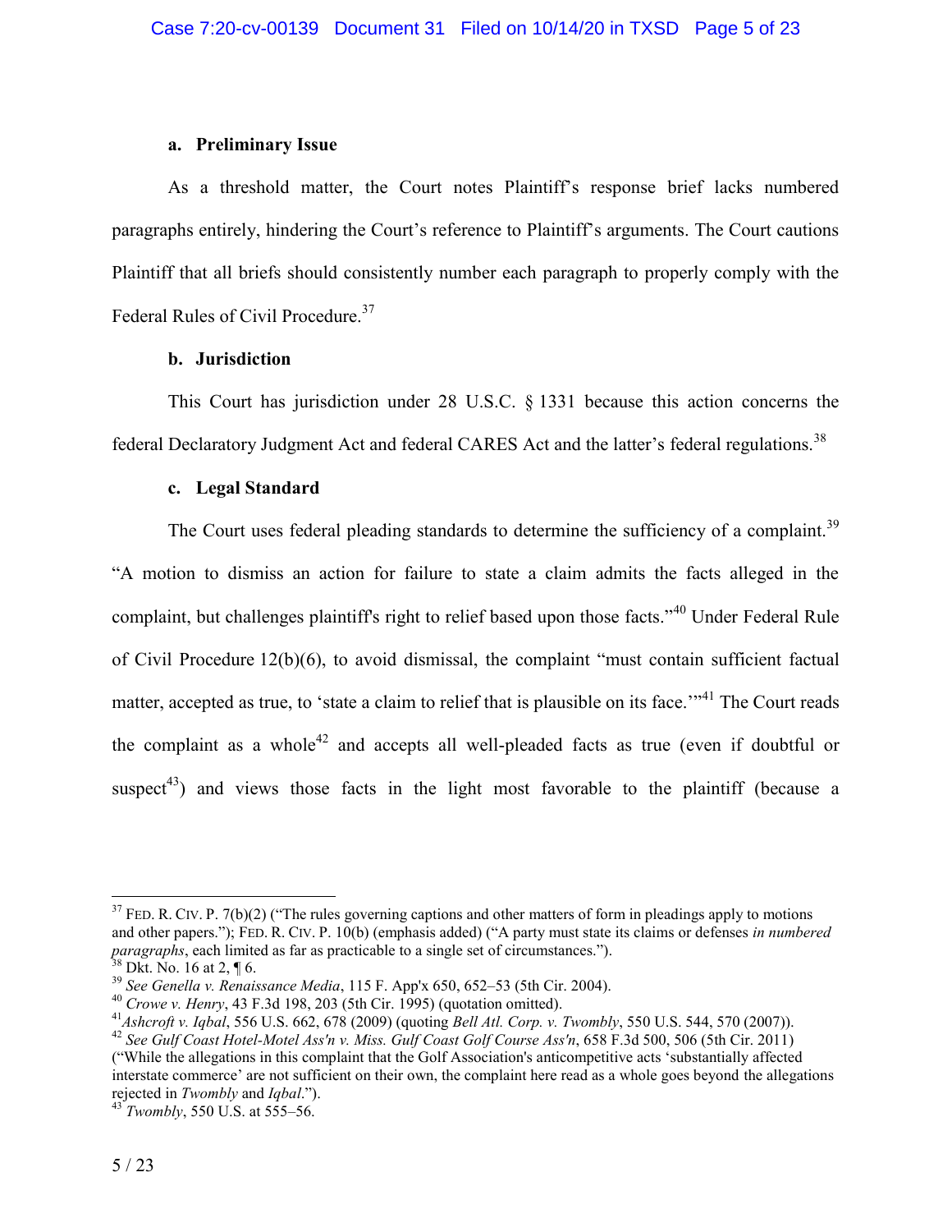**a. Preliminary Issue**

As a threshold matter, the Court notes Plaintiff's response brief lacks numbered paragraphs entirely, hindering the Court's reference to Plaintiff's arguments. The Court cautions Plaintiff that all briefs should consistently number each paragraph to properly comply with the Federal Rules of Civil Procedure.[37]

**b. Jurisdiction**

This Court has jurisdiction under 28 U.S.C. § 1331 because this action concerns the federal Declaratory Judgment Act and federal CARES Act and the latter's federal regulations.[38]

**c. Legal Standard**

The Court uses federal pleading standards to determine the sufficiency of a complaint.[39] "A motion to dismiss an action for failure to state a claim admits the facts alleged in the complaint, but challenges plaintiff's right to relief based upon those facts."[40] Under Federal Rule of Civil Procedure 12(b)(6), to avoid dismissal, the complaint "must contain sufficient factual matter, accepted as true, to 'state a claim to relief that is plausible on its face.'"[41] The Court reads the complaint as a whole[42] and accepts all well-pleaded facts as true (even if doubtful or suspect[43]) and views those facts in the light most favorable to the plaintiff (because a

---

[37] FED. R. CIV. P. 7(b)(2) ("The rules governing captions and other matters of form in pleadings apply to motions and other papers."); FED. R. CIV. P. 10(b) (emphasis added) ("A party must state its claims or defenses *in numbered paragraphs*, each limited as far as practicable to a single set of circumstances.").

[38] Dkt. No. 16 at 2, ¶ 6.

[39] *See Genella v. Renaissance Media*, 115 F. App'x 650, 652–53 (5th Cir. 2004).

[40] *Crowe v. Henry*, 43 F.3d 198, 203 (5th Cir. 1995) (quotation omitted).

[41] *Ashcroft v. Iqbal*, 556 U.S. 662, 678 (2009) (quoting *Bell Atl. Corp. v. Twombly*, 550 U.S. 544, 570 (2007)).

[42] *See Gulf Coast Hotel-Motel Ass'n v. Miss. Gulf Coast Golf Course Ass'n*, 658 F.3d 500, 506 (5th Cir. 2011) ("While the allegations in this complaint that the Golf Association's anticompetitive acts 'substantially affected interstate commerce' are not sufficient on their own, the complaint here read as a whole goes beyond the allegations rejected in *Twombly* and *Iqbal*.").

[43] *Twombly*, 550 U.S. at 555–56.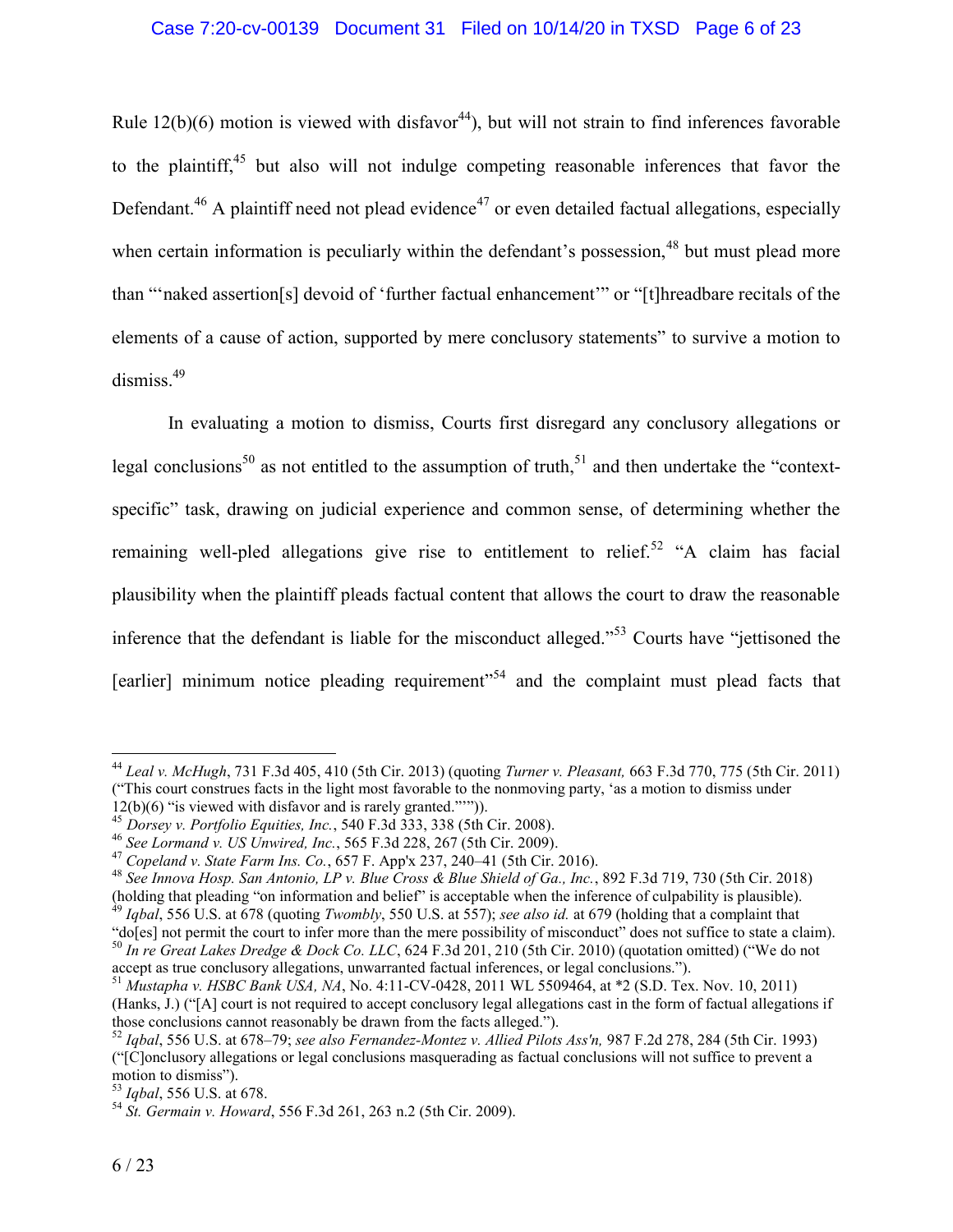Rule 12(b)(6) motion is viewed with disfavor[44]), but will not strain to find inferences favorable to the plaintiff,[45] but also will not indulge competing reasonable inferences that favor the Defendant.[46] A plaintiff need not plead evidence[47] or even detailed factual allegations, especially when certain information is peculiarly within the defendant's possession,[48] but must plead more than "'naked assertion[s] devoid of 'further factual enhancement'" or "[t]hreadbare recitals of the elements of a cause of action, supported by mere conclusory statements" to survive a motion to dismiss.[49]

In evaluating a motion to dismiss, Courts first disregard any conclusory allegations or legal conclusions[50] as not entitled to the assumption of truth,[51] and then undertake the "context-specific" task, drawing on judicial experience and common sense, of determining whether the remaining well-pled allegations give rise to entitlement to relief.[52] "A claim has facial plausibility when the plaintiff pleads factual content that allows the court to draw the reasonable inference that the defendant is liable for the misconduct alleged."[53] Courts have "jettisoned the [earlier] minimum notice pleading requirement"[54] and the complaint must plead facts that

---

[44] *Leal v. McHugh*, 731 F.3d 405, 410 (5th Cir. 2013) (quoting *Turner v. Pleasant,* 663 F.3d 770, 775 (5th Cir. 2011) ("This court construes facts in the light most favorable to the nonmoving party, 'as a motion to dismiss under 12(b)(6) "is viewed with disfavor and is rarely granted."'")).

[45] *Dorsey v. Portfolio Equities, Inc.*, 540 F.3d 333, 338 (5th Cir. 2008).

[46] *See Lormand v. US Unwired, Inc.*, 565 F.3d 228, 267 (5th Cir. 2009).

[47] *Copeland v. State Farm Ins. Co.*, 657 F. App'x 237, 240–41 (5th Cir. 2016).

[48] *See Innova Hosp. San Antonio, LP v. Blue Cross & Blue Shield of Ga., Inc.*, 892 F.3d 719, 730 (5th Cir. 2018) (holding that pleading "on information and belief" is acceptable when the inference of culpability is plausible).

[49] *Iqbal*, 556 U.S. at 678 (quoting *Twombly*, 550 U.S. at 557); *see also id.* at 679 (holding that a complaint that "do[es] not permit the court to infer more than the mere possibility of misconduct" does not suffice to state a claim).

[50] *In re Great Lakes Dredge & Dock Co. LLC*, 624 F.3d 201, 210 (5th Cir. 2010) (quotation omitted) ("We do not accept as true conclusory allegations, unwarranted factual inferences, or legal conclusions.").

[51] *Mustapha v. HSBC Bank USA, NA*, No. 4:11-CV-0428, 2011 WL 5509464, at *2 (S.D. Tex. Nov. 10, 2011) (Hanks, J.) ("[A] court is not required to accept conclusory legal allegations cast in the form of factual allegations if those conclusions cannot reasonably be drawn from the facts alleged.").

[52] *Iqbal*, 556 U.S. at 678–79; *see also Fernandez-Montez v. Allied Pilots Ass'n,* 987 F.2d 278, 284 (5th Cir. 1993) ("[C]onclusory allegations or legal conclusions masquerading as factual conclusions will not suffice to prevent a motion to dismiss").

[53] *Iqbal*, 556 U.S. at 678.

[54] *St. Germain v. Howard*, 556 F.3d 261, 263 n.2 (5th Cir. 2009).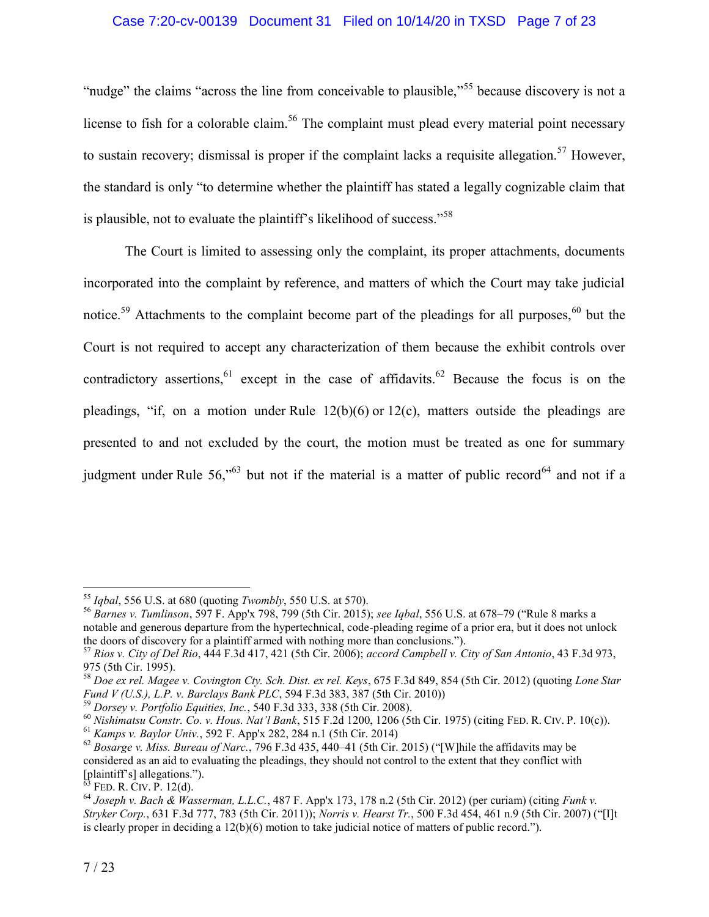"nudge" the claims "across the line from conceivable to plausible,"[55] because discovery is not a license to fish for a colorable claim.[56] The complaint must plead every material point necessary to sustain recovery; dismissal is proper if the complaint lacks a requisite allegation.[57] However, the standard is only "to determine whether the plaintiff has stated a legally cognizable claim that is plausible, not to evaluate the plaintiff's likelihood of success."[58]

The Court is limited to assessing only the complaint, its proper attachments, documents incorporated into the complaint by reference, and matters of which the Court may take judicial notice.[59] Attachments to the complaint become part of the pleadings for all purposes,[60] but the Court is not required to accept any characterization of them because the exhibit controls over contradictory assertions,[61] except in the case of affidavits.[62] Because the focus is on the pleadings, "if, on a motion under Rule 12(b)(6) or 12(c), matters outside the pleadings are presented to and not excluded by the court, the motion must be treated as one for summary judgment under Rule 56,"[63] but not if the material is a matter of public record[64] and not if a

---

[55] *Iqbal*, 556 U.S. at 680 (quoting *Twombly*, 550 U.S. at 570).

[56] *Barnes v. Tumlinson*, 597 F. App'x 798, 799 (5th Cir. 2015); *see Iqbal*, 556 U.S. at 678–79 ("Rule 8 marks a notable and generous departure from the hypertechnical, code-pleading regime of a prior era, but it does not unlock the doors of discovery for a plaintiff armed with nothing more than conclusions.").

[57] *Rios v. City of Del Rio*, 444 F.3d 417, 421 (5th Cir. 2006); *accord Campbell v. City of San Antonio*, 43 F.3d 973, 975 (5th Cir. 1995).

[58] *Doe ex rel. Magee v. Covington Cty. Sch. Dist. ex rel. Keys*, 675 F.3d 849, 854 (5th Cir. 2012) (quoting *Lone Star Fund V (U.S.), L.P. v. Barclays Bank PLC*, 594 F.3d 383, 387 (5th Cir. 2010))

[59] *Dorsey v. Portfolio Equities, Inc.*, 540 F.3d 333, 338 (5th Cir. 2008).

[60] *Nishimatsu Constr. Co. v. Hous. Nat'l Bank*, 515 F.2d 1200, 1206 (5th Cir. 1975) (citing FED. R. CIV. P. 10(c)).

[61] *Kamps v. Baylor Univ.*, 592 F. App'x 282, 284 n.1 (5th Cir. 2014)

[62] *Bosarge v. Miss. Bureau of Narc.*, 796 F.3d 435, 440–41 (5th Cir. 2015) ("[W]hile the affidavits may be considered as an aid to evaluating the pleadings, they should not control to the extent that they conflict with [plaintiff's] allegations.").

[63] FED. R. CIV. P. 12(d).

[64] *Joseph v. Bach & Wasserman, L.L.C.*, 487 F. App'x 173, 178 n.2 (5th Cir. 2012) (per curiam) (citing *Funk v. Stryker Corp.*, 631 F.3d 777, 783 (5th Cir. 2011)); *Norris v. Hearst Tr.*, 500 F.3d 454, 461 n.9 (5th Cir. 2007) ("[I]t is clearly proper in deciding a 12(b)(6) motion to take judicial notice of matters of public record.").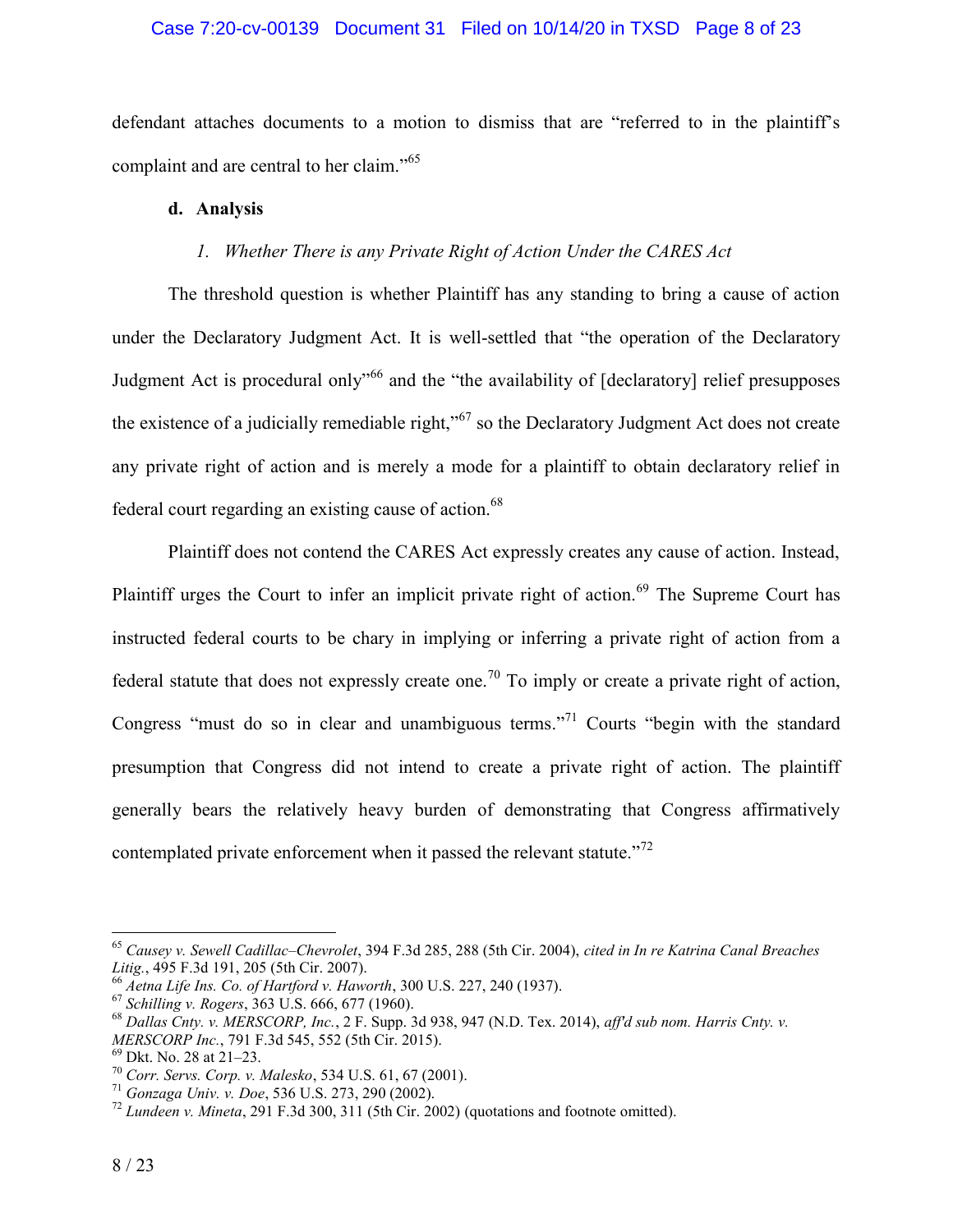defendant attaches documents to a motion to dismiss that are "referred to in the plaintiff's complaint and are central to her claim."[65]

**d. Analysis**

*1. Whether There is any Private Right of Action Under the CARES Act*

The threshold question is whether Plaintiff has any standing to bring a cause of action under the Declaratory Judgment Act. It is well-settled that "the operation of the Declaratory Judgment Act is procedural only"[66] and the "the availability of [declaratory] relief presupposes the existence of a judicially remediable right,"[67] so the Declaratory Judgment Act does not create any private right of action and is merely a mode for a plaintiff to obtain declaratory relief in federal court regarding an existing cause of action.[68]

Plaintiff does not contend the CARES Act expressly creates any cause of action. Instead, Plaintiff urges the Court to infer an implicit private right of action.[69] The Supreme Court has instructed federal courts to be chary in implying or inferring a private right of action from a federal statute that does not expressly create one.[70] To imply or create a private right of action, Congress "must do so in clear and unambiguous terms."[71] Courts "begin with the standard presumption that Congress did not intend to create a private right of action. The plaintiff generally bears the relatively heavy burden of demonstrating that Congress affirmatively contemplated private enforcement when it passed the relevant statute."[72]

---

[65] *Causey v. Sewell Cadillac–Chevrolet*, 394 F.3d 285, 288 (5th Cir. 2004), *cited in In re Katrina Canal Breaches Litig.*, 495 F.3d 191, 205 (5th Cir. 2007).

[66] *Aetna Life Ins. Co. of Hartford v. Haworth*, 300 U.S. 227, 240 (1937).

[67] *Schilling v. Rogers*, 363 U.S. 666, 677 (1960).

[68] *Dallas Cnty. v. MERSCORP, Inc.*, 2 F. Supp. 3d 938, 947 (N.D. Tex. 2014), *aff'd sub nom. Harris Cnty. v. MERSCORP Inc.*, 791 F.3d 545, 552 (5th Cir. 2015).

[69] Dkt. No. 28 at 21–23.

[70] *Corr. Servs. Corp. v. Malesko*, 534 U.S. 61, 67 (2001).

[71] *Gonzaga Univ. v. Doe*, 536 U.S. 273, 290 (2002).

[72] *Lundeen v. Mineta*, 291 F.3d 300, 311 (5th Cir. 2002) (quotations and footnote omitted).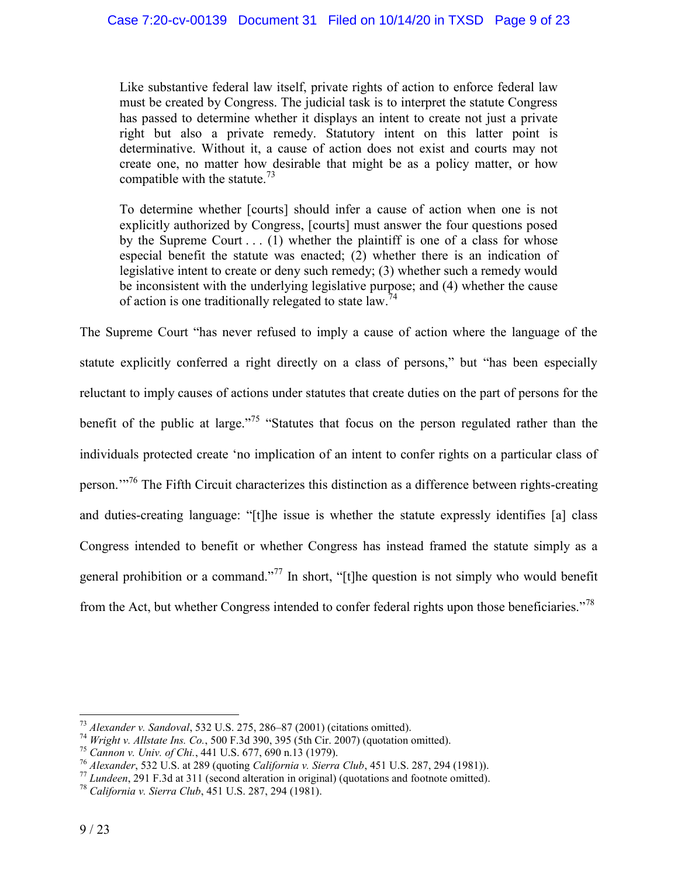> Like substantive federal law itself, private rights of action to enforce federal law must be created by Congress. The judicial task is to interpret the statute Congress has passed to determine whether it displays an intent to create not just a private right but also a private remedy. Statutory intent on this latter point is determinative. Without it, a cause of action does not exist and courts may not create one, no matter how desirable that might be as a policy matter, or how compatible with the statute.[73]

> To determine whether [courts] should infer a cause of action when one is not explicitly authorized by Congress, [courts] must answer the four questions posed by the Supreme Court . . . (1) whether the plaintiff is one of a class for whose especial benefit the statute was enacted; (2) whether there is an indication of legislative intent to create or deny such remedy; (3) whether such a remedy would be inconsistent with the underlying legislative purpose; and (4) whether the cause of action is one traditionally relegated to state law.[74]

The Supreme Court "has never refused to imply a cause of action where the language of the statute explicitly conferred a right directly on a class of persons," but "has been especially reluctant to imply causes of actions under statutes that create duties on the part of persons for the benefit of the public at large."[75] "Statutes that focus on the person regulated rather than the individuals protected create 'no implication of an intent to confer rights on a particular class of person.'"[76] The Fifth Circuit characterizes this distinction as a difference between rights-creating and duties-creating language: "[t]he issue is whether the statute expressly identifies [a] class Congress intended to benefit or whether Congress has instead framed the statute simply as a general prohibition or a command."[77] In short, "[t]he question is not simply who would benefit from the Act, but whether Congress intended to confer federal rights upon those beneficiaries."[78]

---

[73] *Alexander v. Sandoval*, 532 U.S. 275, 286–87 (2001) (citations omitted).
[74] *Wright v. Allstate Ins. Co.*, 500 F.3d 390, 395 (5th Cir. 2007) (quotation omitted).
[75] *Cannon v. Univ. of Chi.*, 441 U.S. 677, 690 n.13 (1979).
[76] *Alexander*, 532 U.S. at 289 (quoting *California v. Sierra Club*, 451 U.S. 287, 294 (1981)).
[77] *Lundeen*, 291 F.3d at 311 (second alteration in original) (quotations and footnote omitted).
[78] *California v. Sierra Club*, 451 U.S. 287, 294 (1981).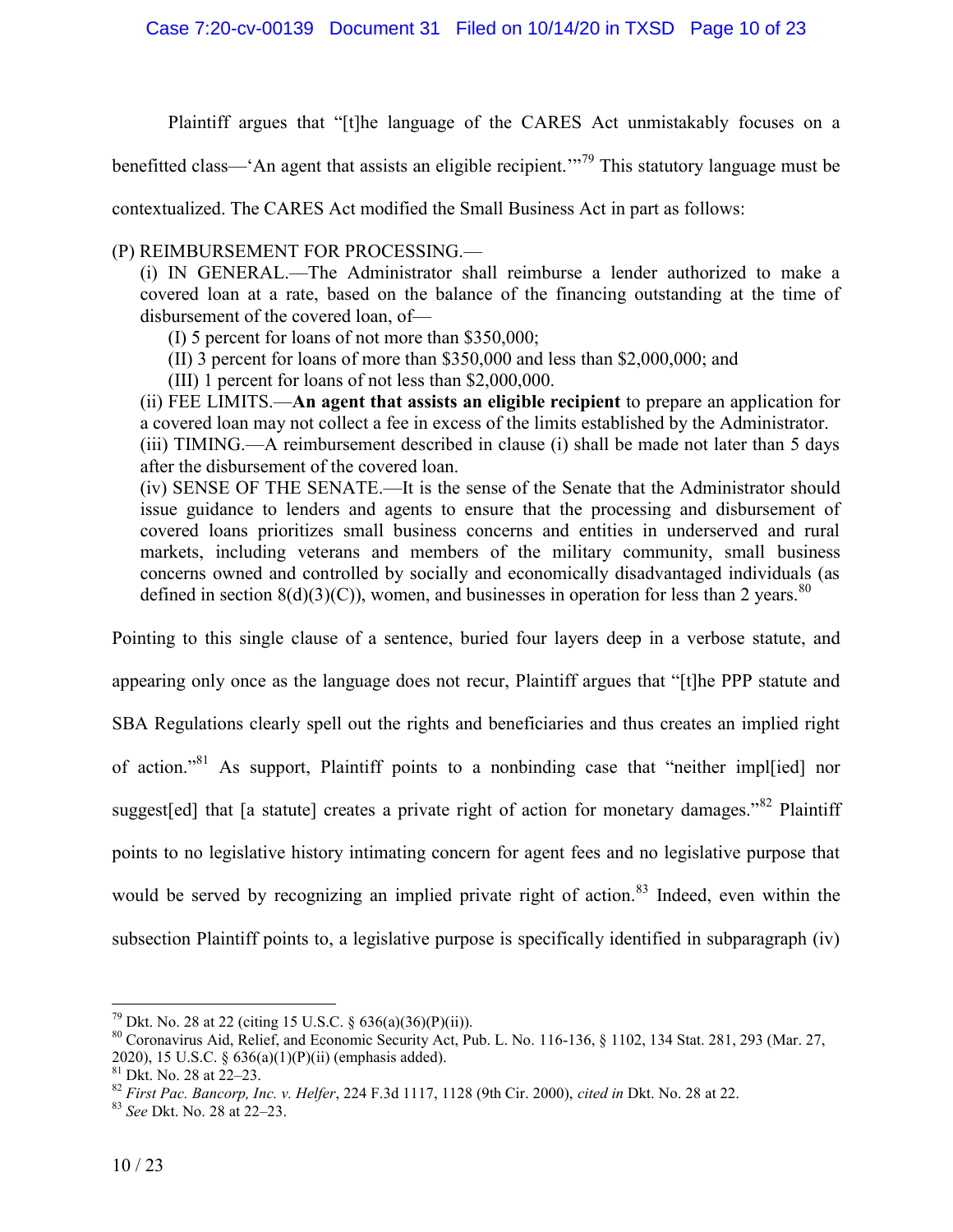Plaintiff argues that "[t]he language of the CARES Act unmistakably focuses on a benefitted class—'An agent that assists an eligible recipient.'"[79] This statutory language must be contextualized. The CARES Act modified the Small Business Act in part as follows:

> (P) REIMBURSEMENT FOR PROCESSING.—
>
> (i) IN GENERAL.—The Administrator shall reimburse a lender authorized to make a covered loan at a rate, based on the balance of the financing outstanding at the time of disbursement of the covered loan, of—
>
> (I) 5 percent for loans of not more than $350,000;
>
> (II) 3 percent for loans of more than $350,000 and less than $2,000,000; and
>
> (III) 1 percent for loans of not less than $2,000,000.
>
> (ii) FEE LIMITS.—**An agent that assists an eligible recipient** to prepare an application for a covered loan may not collect a fee in excess of the limits established by the Administrator.
>
> (iii) TIMING.—A reimbursement described in clause (i) shall be made not later than 5 days after the disbursement of the covered loan.
>
> (iv) SENSE OF THE SENATE.—It is the sense of the Senate that the Administrator should issue guidance to lenders and agents to ensure that the processing and disbursement of covered loans prioritizes small business concerns and entities in underserved and rural markets, including veterans and members of the military community, small business concerns owned and controlled by socially and economically disadvantaged individuals (as defined in section 8(d)(3)(C)), women, and businesses in operation for less than 2 years.[80]

Pointing to this single clause of a sentence, buried four layers deep in a verbose statute, and appearing only once as the language does not recur, Plaintiff argues that "[t]he PPP statute and SBA Regulations clearly spell out the rights and beneficiaries and thus creates an implied right of action."[81] As support, Plaintiff points to a nonbinding case that "neither impl[ied] nor suggest[ed] that [a statute] creates a private right of action for monetary damages."[82] Plaintiff points to no legislative history intimating concern for agent fees and no legislative purpose that would be served by recognizing an implied private right of action.[83] Indeed, even within the subsection Plaintiff points to, a legislative purpose is specifically identified in subparagraph (iv)

---

[79] Dkt. No. 28 at 22 (citing 15 U.S.C. § 636(a)(36)(P)(ii)).

[80] Coronavirus Aid, Relief, and Economic Security Act, Pub. L. No. 116-136, § 1102, 134 Stat. 281, 293 (Mar. 27, 2020), 15 U.S.C. § 636(a)(1)(P)(ii) (emphasis added).

[81] Dkt. No. 28 at 22–23.

[82] *First Pac. Bancorp, Inc. v. Helfer*, 224 F.3d 1117, 1128 (9th Cir. 2000), *cited in* Dkt. No. 28 at 22.

[83] *See* Dkt. No. 28 at 22–23.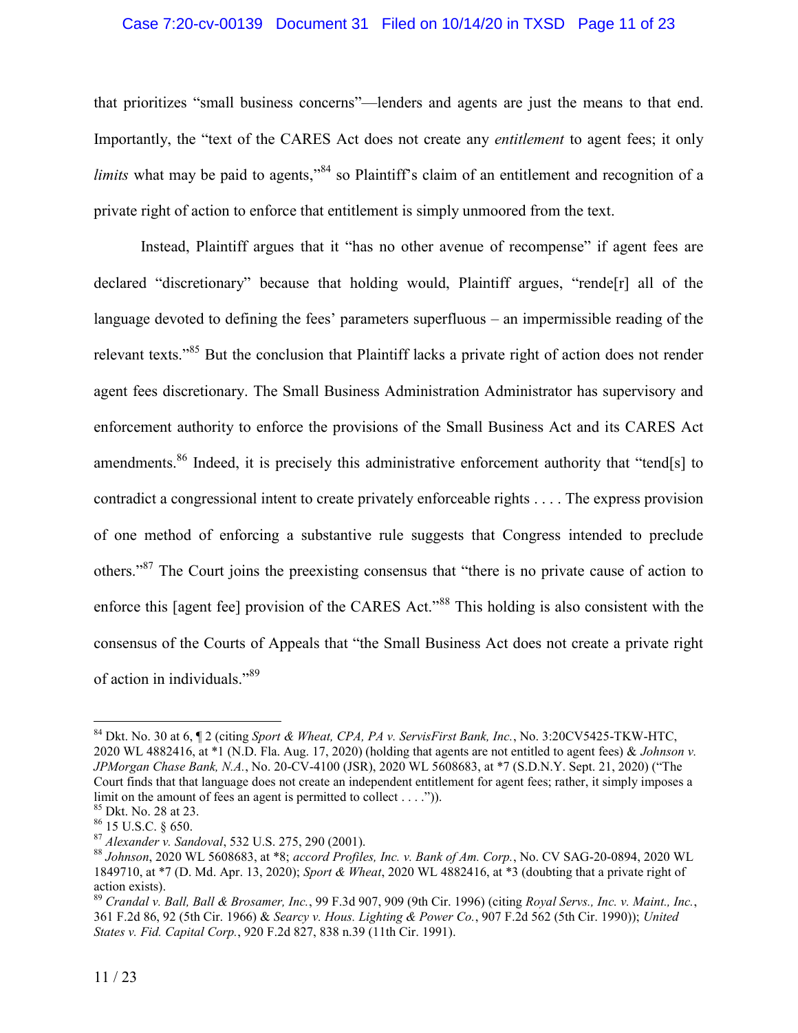that prioritizes "small business concerns"—lenders and agents are just the means to that end. Importantly, the "text of the CARES Act does not create any *entitlement* to agent fees; it only *limits* what may be paid to agents,"[84] so Plaintiff's claim of an entitlement and recognition of a private right of action to enforce that entitlement is simply unmoored from the text.

Instead, Plaintiff argues that it "has no other avenue of recompense" if agent fees are declared "discretionary" because that holding would, Plaintiff argues, "rende[r] all of the language devoted to defining the fees' parameters superfluous – an impermissible reading of the relevant texts."[85] But the conclusion that Plaintiff lacks a private right of action does not render agent fees discretionary. The Small Business Administration Administrator has supervisory and enforcement authority to enforce the provisions of the Small Business Act and its CARES Act amendments.[86] Indeed, it is precisely this administrative enforcement authority that "tend[s] to contradict a congressional intent to create privately enforceable rights . . . . The express provision of one method of enforcing a substantive rule suggests that Congress intended to preclude others."[87] The Court joins the preexisting consensus that "there is no private cause of action to enforce this [agent fee] provision of the CARES Act."[88] This holding is also consistent with the consensus of the Courts of Appeals that "the Small Business Act does not create a private right of action in individuals."[89]

---

[84] Dkt. No. 30 at 6, ¶ 2 (citing *Sport & Wheat, CPA, PA v. ServisFirst Bank, Inc.*, No. 3:20CV5425-TKW-HTC, 2020 WL 4882416, at *1 (N.D. Fla. Aug. 17, 2020) (holding that agents are not entitled to agent fees) & *Johnson v. JPMorgan Chase Bank, N.A.*, No. 20-CV-4100 (JSR), 2020 WL 5608683, at *7 (S.D.N.Y. Sept. 21, 2020) ("The Court finds that that language does not create an independent entitlement for agent fees; rather, it simply imposes a limit on the amount of fees an agent is permitted to collect . . . .")).

[85] Dkt. No. 28 at 23.

[86] 15 U.S.C. § 650.

[87] *Alexander v. Sandoval*, 532 U.S. 275, 290 (2001).

[88] *Johnson*, 2020 WL 5608683, at *8; *accord Profiles, Inc. v. Bank of Am. Corp.*, No. CV SAG-20-0894, 2020 WL 1849710, at *7 (D. Md. Apr. 13, 2020); *Sport & Wheat*, 2020 WL 4882416, at *3 (doubting that a private right of action exists).

[89] *Crandal v. Ball, Ball & Brosamer, Inc.*, 99 F.3d 907, 909 (9th Cir. 1996) (citing *Royal Servs., Inc. v. Maint., Inc.*, 361 F.2d 86, 92 (5th Cir. 1966) & *Searcy v. Hous. Lighting & Power Co.*, 907 F.2d 562 (5th Cir. 1990)); *United States v. Fid. Capital Corp.*, 920 F.2d 827, 838 n.39 (11th Cir. 1991).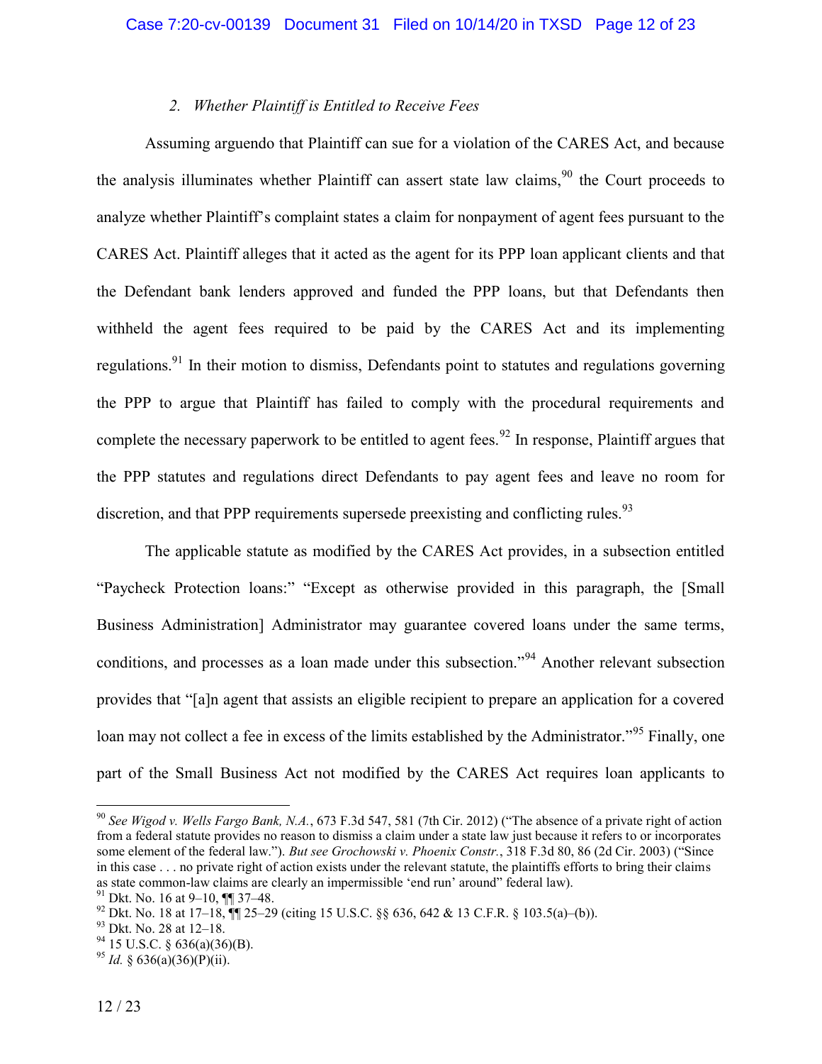### 2. *Whether Plaintiff is Entitled to Receive Fees*

Assuming arguendo that Plaintiff can sue for a violation of the CARES Act, and because the analysis illuminates whether Plaintiff can assert state law claims,[90] the Court proceeds to analyze whether Plaintiff's complaint states a claim for nonpayment of agent fees pursuant to the CARES Act. Plaintiff alleges that it acted as the agent for its PPP loan applicant clients and that the Defendant bank lenders approved and funded the PPP loans, but that Defendants then withheld the agent fees required to be paid by the CARES Act and its implementing regulations.[91] In their motion to dismiss, Defendants point to statutes and regulations governing the PPP to argue that Plaintiff has failed to comply with the procedural requirements and complete the necessary paperwork to be entitled to agent fees.[92] In response, Plaintiff argues that the PPP statutes and regulations direct Defendants to pay agent fees and leave no room for discretion, and that PPP requirements supersede preexisting and conflicting rules.[93]

The applicable statute as modified by the CARES Act provides, in a subsection entitled "Paycheck Protection loans:" "Except as otherwise provided in this paragraph, the [Small Business Administration] Administrator may guarantee covered loans under the same terms, conditions, and processes as a loan made under this subsection."[94] Another relevant subsection provides that "[a]n agent that assists an eligible recipient to prepare an application for a covered loan may not collect a fee in excess of the limits established by the Administrator."[95] Finally, one part of the Small Business Act not modified by the CARES Act requires loan applicants to

---

[90] *See Wigod v. Wells Fargo Bank, N.A.*, 673 F.3d 547, 581 (7th Cir. 2012) ("The absence of a private right of action from a federal statute provides no reason to dismiss a claim under a state law just because it refers to or incorporates some element of the federal law."). *But see Grochowski v. Phoenix Constr.*, 318 F.3d 80, 86 (2d Cir. 2003) ("Since in this case . . . no private right of action exists under the relevant statute, the plaintiffs efforts to bring their claims as state common-law claims are clearly an impermissible 'end run' around" federal law).

[91] Dkt. No. 16 at 9–10, ¶¶ 37–48.

[92] Dkt. No. 18 at 17–18, ¶¶ 25–29 (citing 15 U.S.C. §§ 636, 642 & 13 C.F.R. § 103.5(a)–(b)).

[93] Dkt. No. 28 at 12–18.

[94] 15 U.S.C. § 636(a)(36)(B).

[95] *Id.* § 636(a)(36)(P)(ii).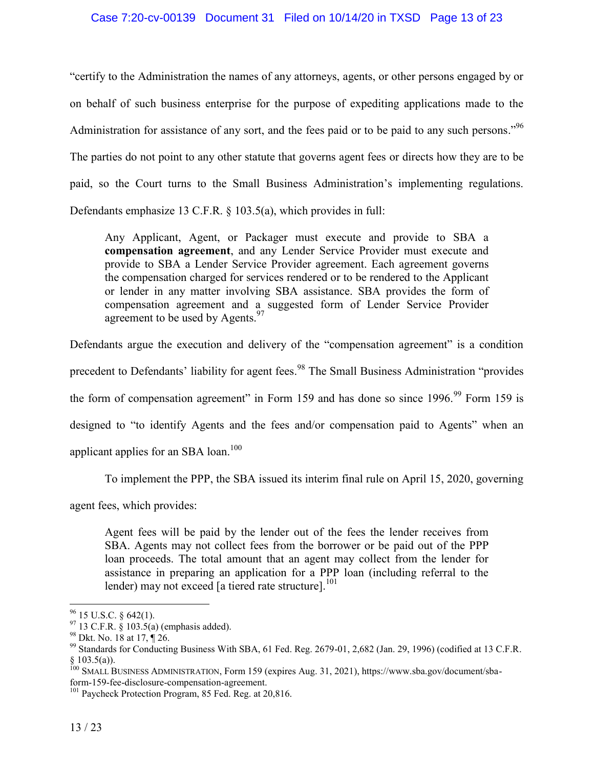"certify to the Administration the names of any attorneys, agents, or other persons engaged by or on behalf of such business enterprise for the purpose of expediting applications made to the Administration for assistance of any sort, and the fees paid or to be paid to any such persons."[96] The parties do not point to any other statute that governs agent fees or directs how they are to be paid, so the Court turns to the Small Business Administration's implementing regulations. Defendants emphasize 13 C.F.R. § 103.5(a), which provides in full:

> Any Applicant, Agent, or Packager must execute and provide to SBA a **compensation agreement**, and any Lender Service Provider must execute and provide to SBA a Lender Service Provider agreement. Each agreement governs the compensation charged for services rendered or to be rendered to the Applicant or lender in any matter involving SBA assistance. SBA provides the form of compensation agreement and a suggested form of Lender Service Provider agreement to be used by Agents.[97]

Defendants argue the execution and delivery of the "compensation agreement" is a condition precedent to Defendants' liability for agent fees.[98] The Small Business Administration "provides the form of compensation agreement" in Form 159 and has done so since 1996.[99] Form 159 is designed to "to identify Agents and the fees and/or compensation paid to Agents" when an applicant applies for an SBA loan.[100]

To implement the PPP, the SBA issued its interim final rule on April 15, 2020, governing agent fees, which provides:

> Agent fees will be paid by the lender out of the fees the lender receives from SBA. Agents may not collect fees from the borrower or be paid out of the PPP loan proceeds. The total amount that an agent may collect from the lender for assistance in preparing an application for a PPP loan (including referral to the lender) may not exceed [a tiered rate structure].[101]

---

[96] 15 U.S.C. § 642(1).

[97] 13 C.F.R. § 103.5(a) (emphasis added).

[98] Dkt. No. 18 at 17, ¶ 26.

[99] Standards for Conducting Business With SBA, 61 Fed. Reg. 2679-01, 2,682 (Jan. 29, 1996) (codified at 13 C.F.R. § 103.5(a)).

[100] SMALL BUSINESS ADMINISTRATION, Form 159 (expires Aug. 31, 2021), https://www.sba.gov/document/sba-form-159-fee-disclosure-compensation-agreement.

[101] Paycheck Protection Program, 85 Fed. Reg. at 20,816.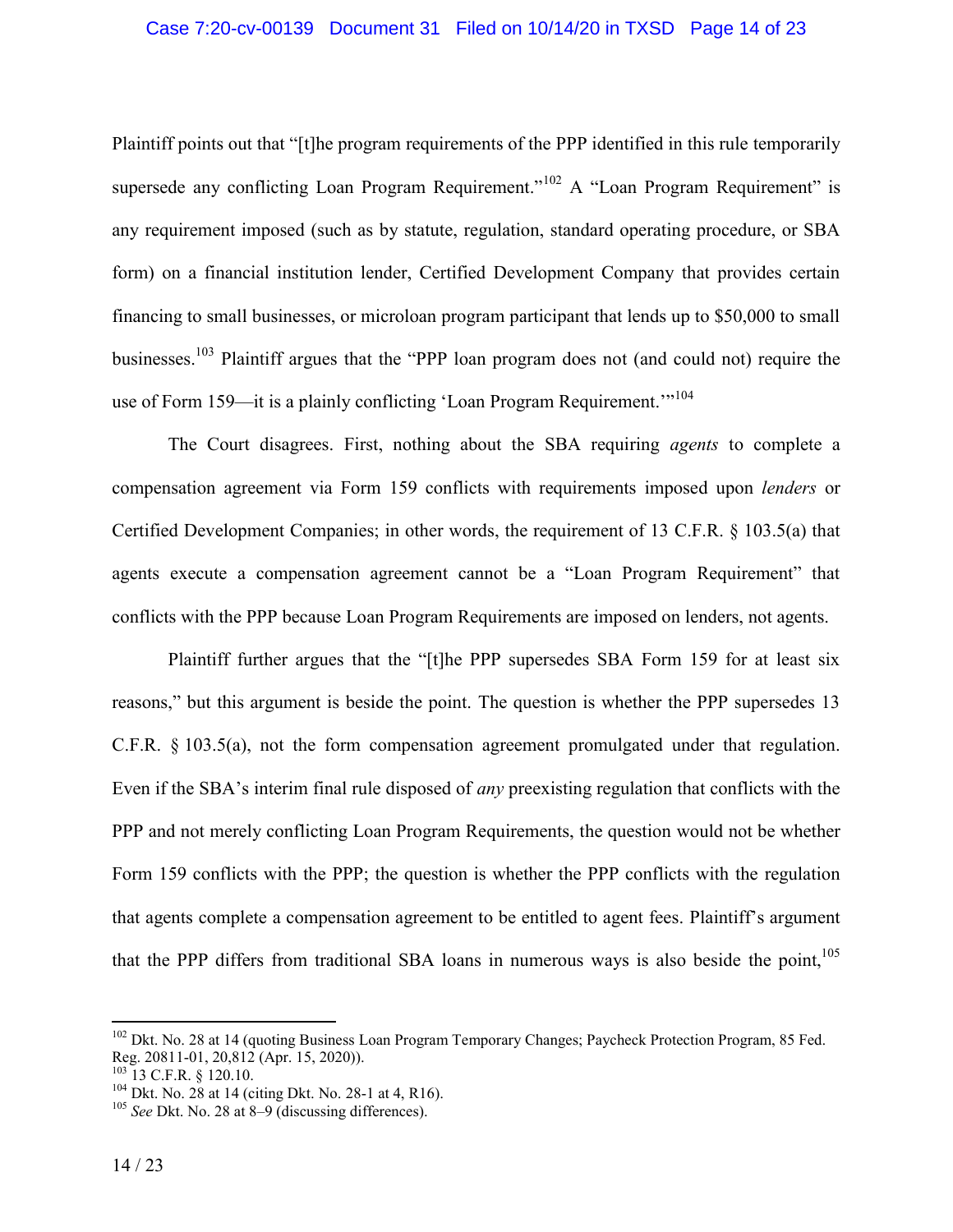Plaintiff points out that "[t]he program requirements of the PPP identified in this rule temporarily supersede any conflicting Loan Program Requirement."[102] A "Loan Program Requirement" is any requirement imposed (such as by statute, regulation, standard operating procedure, or SBA form) on a financial institution lender, Certified Development Company that provides certain financing to small businesses, or microloan program participant that lends up to $50,000 to small businesses.[103] Plaintiff argues that the "PPP loan program does not (and could not) require the use of Form 159—it is a plainly conflicting 'Loan Program Requirement.'"[104]

The Court disagrees. First, nothing about the SBA requiring *agents* to complete a compensation agreement via Form 159 conflicts with requirements imposed upon *lenders* or Certified Development Companies; in other words, the requirement of 13 C.F.R. § 103.5(a) that agents execute a compensation agreement cannot be a "Loan Program Requirement" that conflicts with the PPP because Loan Program Requirements are imposed on lenders, not agents.

Plaintiff further argues that the "[t]he PPP supersedes SBA Form 159 for at least six reasons," but this argument is beside the point. The question is whether the PPP supersedes 13 C.F.R. § 103.5(a), not the form compensation agreement promulgated under that regulation. Even if the SBA's interim final rule disposed of *any* preexisting regulation that conflicts with the PPP and not merely conflicting Loan Program Requirements, the question would not be whether Form 159 conflicts with the PPP; the question is whether the PPP conflicts with the regulation that agents complete a compensation agreement to be entitled to agent fees. Plaintiff's argument that the PPP differs from traditional SBA loans in numerous ways is also beside the point,[105]

---

[102] Dkt. No. 28 at 14 (quoting Business Loan Program Temporary Changes; Paycheck Protection Program, 85 Fed. Reg. 20811-01, 20,812 (Apr. 15, 2020)).

[103] 13 C.F.R. § 120.10.

[104] Dkt. No. 28 at 14 (citing Dkt. No. 28-1 at 4, R16).

[105] *See* Dkt. No. 28 at 8–9 (discussing differences).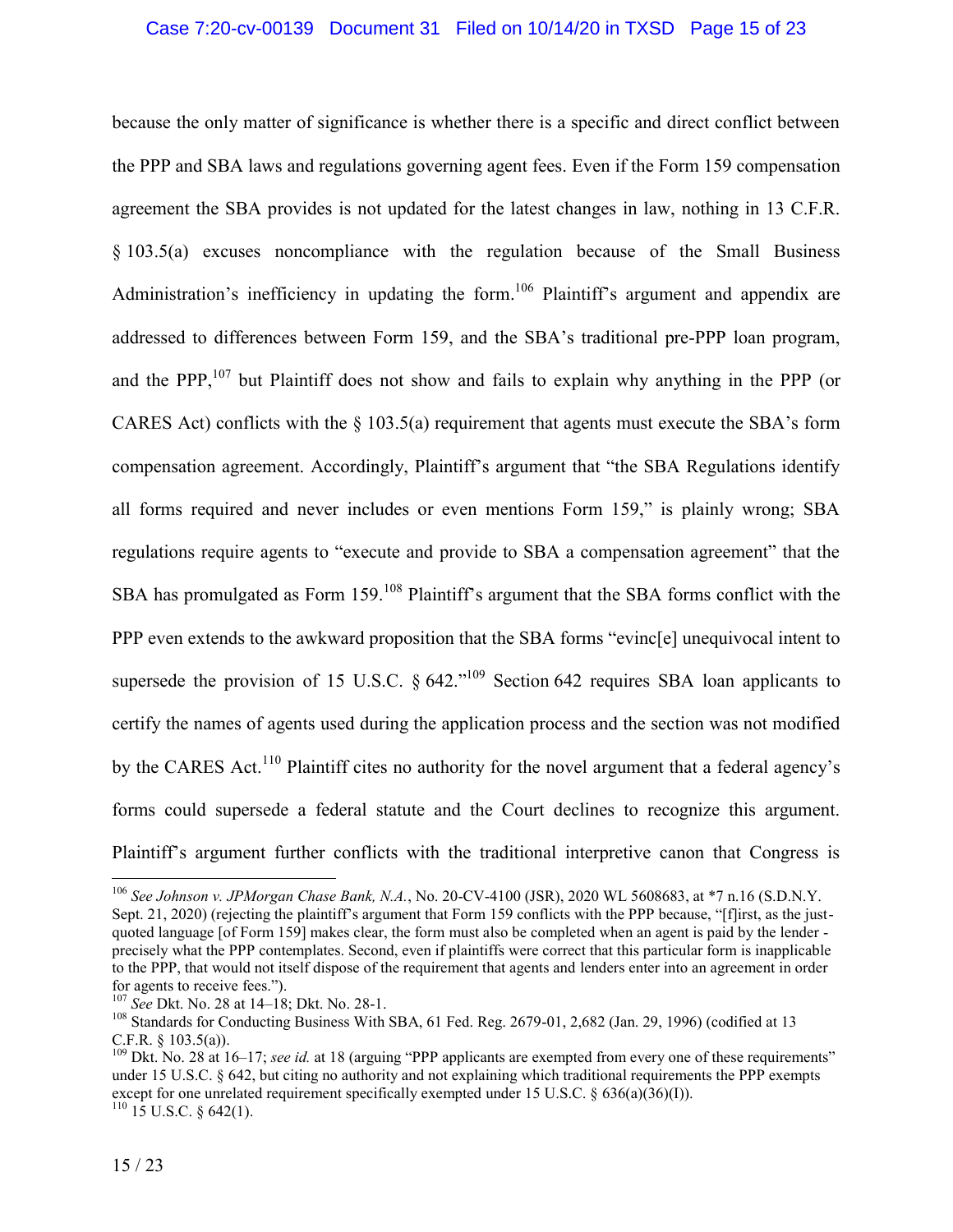because the only matter of significance is whether there is a specific and direct conflict between the PPP and SBA laws and regulations governing agent fees. Even if the Form 159 compensation agreement the SBA provides is not updated for the latest changes in law, nothing in 13 C.F.R. § 103.5(a) excuses noncompliance with the regulation because of the Small Business Administration's inefficiency in updating the form.[106] Plaintiff's argument and appendix are addressed to differences between Form 159, and the SBA's traditional pre-PPP loan program, and the PPP,[107] but Plaintiff does not show and fails to explain why anything in the PPP (or CARES Act) conflicts with the § 103.5(a) requirement that agents must execute the SBA's form compensation agreement. Accordingly, Plaintiff's argument that "the SBA Regulations identify all forms required and never includes or even mentions Form 159," is plainly wrong; SBA regulations require agents to "execute and provide to SBA a compensation agreement" that the SBA has promulgated as Form 159.[108] Plaintiff's argument that the SBA forms conflict with the PPP even extends to the awkward proposition that the SBA forms "evinc[e] unequivocal intent to supersede the provision of 15 U.S.C. § 642."[109] Section 642 requires SBA loan applicants to certify the names of agents used during the application process and the section was not modified by the CARES Act.[110] Plaintiff cites no authority for the novel argument that a federal agency's forms could supersede a federal statute and the Court declines to recognize this argument. Plaintiff's argument further conflicts with the traditional interpretive canon that Congress is

---

[106] *See Johnson v. JPMorgan Chase Bank, N.A.*, No. 20-CV-4100 (JSR), 2020 WL 5608683, at *7 n.16 (S.D.N.Y. Sept. 21, 2020) (rejecting the plaintiff's argument that Form 159 conflicts with the PPP because, "[f]irst, as the just-quoted language [of Form 159] makes clear, the form must also be completed when an agent is paid by the lender - precisely what the PPP contemplates. Second, even if plaintiffs were correct that this particular form is inapplicable to the PPP, that would not itself dispose of the requirement that agents and lenders enter into an agreement in order for agents to receive fees.").

[107] *See* Dkt. No. 28 at 14–18; Dkt. No. 28-1.

[108] Standards for Conducting Business With SBA, 61 Fed. Reg. 2679-01, 2,682 (Jan. 29, 1996) (codified at 13 C.F.R. § 103.5(a)).

[109] Dkt. No. 28 at 16–17; *see id.* at 18 (arguing "PPP applicants are exempted from every one of these requirements" under 15 U.S.C. § 642, but citing no authority and not explaining which traditional requirements the PPP exempts except for one unrelated requirement specifically exempted under 15 U.S.C. § 636(a)(36)(I)).

[110] 15 U.S.C. § 642(1).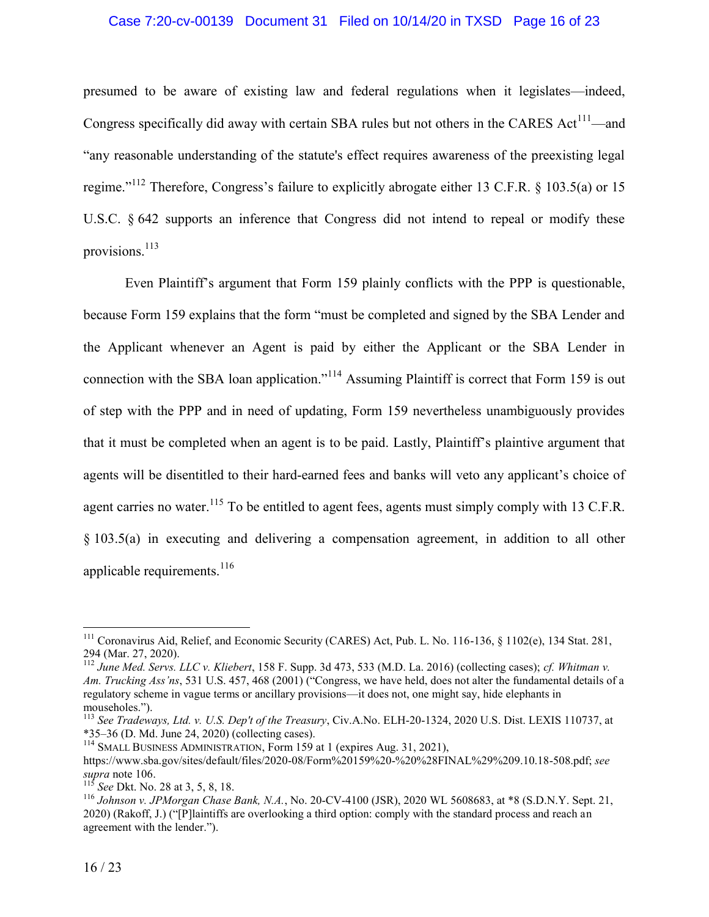presumed to be aware of existing law and federal regulations when it legislates—indeed, Congress specifically did away with certain SBA rules but not others in the CARES Act[111]—and "any reasonable understanding of the statute's effect requires awareness of the preexisting legal regime."[112] Therefore, Congress's failure to explicitly abrogate either 13 C.F.R. § 103.5(a) or 15 U.S.C. § 642 supports an inference that Congress did not intend to repeal or modify these provisions.[113]

Even Plaintiff's argument that Form 159 plainly conflicts with the PPP is questionable, because Form 159 explains that the form "must be completed and signed by the SBA Lender and the Applicant whenever an Agent is paid by either the Applicant or the SBA Lender in connection with the SBA loan application."[114] Assuming Plaintiff is correct that Form 159 is out of step with the PPP and in need of updating, Form 159 nevertheless unambiguously provides that it must be completed when an agent is to be paid. Lastly, Plaintiff's plaintive argument that agents will be disentitled to their hard-earned fees and banks will veto any applicant's choice of agent carries no water.[115] To be entitled to agent fees, agents must simply comply with 13 C.F.R. § 103.5(a) in executing and delivering a compensation agreement, in addition to all other applicable requirements.[116]

---

[111] Coronavirus Aid, Relief, and Economic Security (CARES) Act, Pub. L. No. 116-136, § 1102(e), 134 Stat. 281, 294 (Mar. 27, 2020).

[112] *June Med. Servs. LLC v. Kliebert*, 158 F. Supp. 3d 473, 533 (M.D. La. 2016) (collecting cases); *cf. Whitman v. Am. Trucking Ass'ns*, 531 U.S. 457, 468 (2001) ("Congress, we have held, does not alter the fundamental details of a regulatory scheme in vague terms or ancillary provisions—it does not, one might say, hide elephants in mouseholes.").

[113] *See Tradeways, Ltd. v. U.S. Dep't of the Treasury*, Civ.A.No. ELH-20-1324, 2020 U.S. Dist. LEXIS 110737, at *35–36 (D. Md. June 24, 2020) (collecting cases).

[114] SMALL BUSINESS ADMINISTRATION, Form 159 at 1 (expires Aug. 31, 2021), https://www.sba.gov/sites/default/files/2020-08/Form%20159%20-%20%28FINAL%29%209.10.18-508.pdf; *see supra* note 106.

[115] *See* Dkt. No. 28 at 3, 5, 8, 18.

[116] *Johnson v. JPMorgan Chase Bank, N.A.*, No. 20-CV-4100 (JSR), 2020 WL 5608683, at *8 (S.D.N.Y. Sept. 21, 2020) (Rakoff, J.) ("[P]laintiffs are overlooking a third option: comply with the standard process and reach an agreement with the lender.").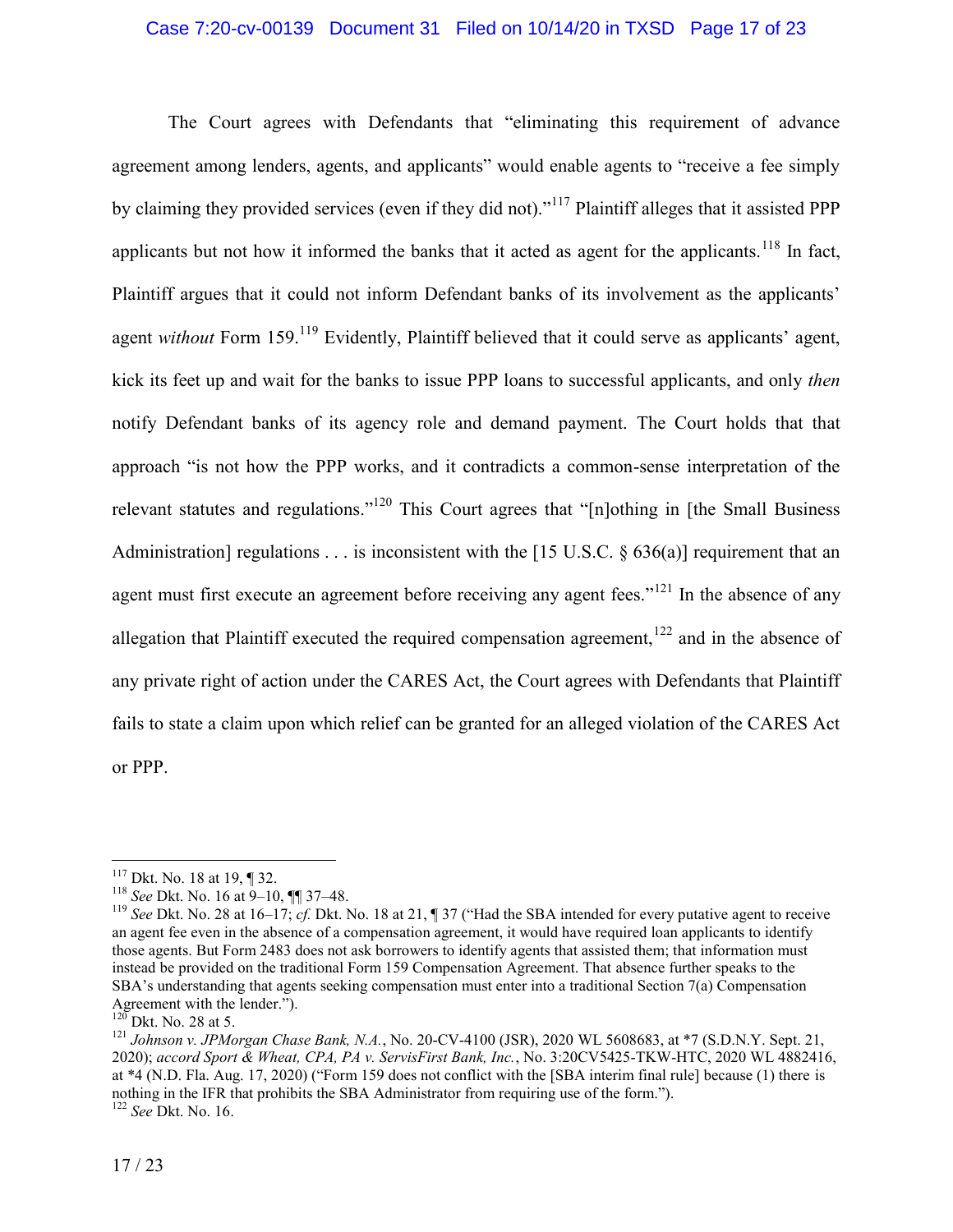The Court agrees with Defendants that "eliminating this requirement of advance agreement among lenders, agents, and applicants" would enable agents to "receive a fee simply by claiming they provided services (even if they did not)."[117] Plaintiff alleges that it assisted PPP applicants but not how it informed the banks that it acted as agent for the applicants.[118] In fact, Plaintiff argues that it could not inform Defendant banks of its involvement as the applicants' agent *without* Form 159.[119] Evidently, Plaintiff believed that it could serve as applicants' agent, kick its feet up and wait for the banks to issue PPP loans to successful applicants, and only *then* notify Defendant banks of its agency role and demand payment. The Court holds that that approach "is not how the PPP works, and it contradicts a common-sense interpretation of the relevant statutes and regulations."[120] This Court agrees that "[n]othing in [the Small Business Administration] regulations . . . is inconsistent with the [15 U.S.C. § 636(a)] requirement that an agent must first execute an agreement before receiving any agent fees."[121] In the absence of any allegation that Plaintiff executed the required compensation agreement,[122] and in the absence of any private right of action under the CARES Act, the Court agrees with Defendants that Plaintiff fails to state a claim upon which relief can be granted for an alleged violation of the CARES Act or PPP.

---

[117] Dkt. No. 18 at 19, ¶ 32.

[118] *See* Dkt. No. 16 at 9–10, ¶¶ 37–48.

[119] *See* Dkt. No. 28 at 16–17; *cf.* Dkt. No. 18 at 21, ¶ 37 ("Had the SBA intended for every putative agent to receive an agent fee even in the absence of a compensation agreement, it would have required loan applicants to identify those agents. But Form 2483 does not ask borrowers to identify agents that assisted them; that information must instead be provided on the traditional Form 159 Compensation Agreement. That absence further speaks to the SBA's understanding that agents seeking compensation must enter into a traditional Section 7(a) Compensation Agreement with the lender.").

[120] Dkt. No. 28 at 5.

[121] *Johnson v. JPMorgan Chase Bank, N.A.*, No. 20-CV-4100 (JSR), 2020 WL 5608683, at *7 (S.D.N.Y. Sept. 21, 2020); *accord Sport & Wheat, CPA, PA v. ServisFirst Bank, Inc.*, No. 3:20CV5425-TKW-HTC, 2020 WL 4882416, at *4 (N.D. Fla. Aug. 17, 2020) ("Form 159 does not conflict with the [SBA interim final rule] because (1) there is nothing in the IFR that prohibits the SBA Administrator from requiring use of the form.").

[122] *See* Dkt. No. 16.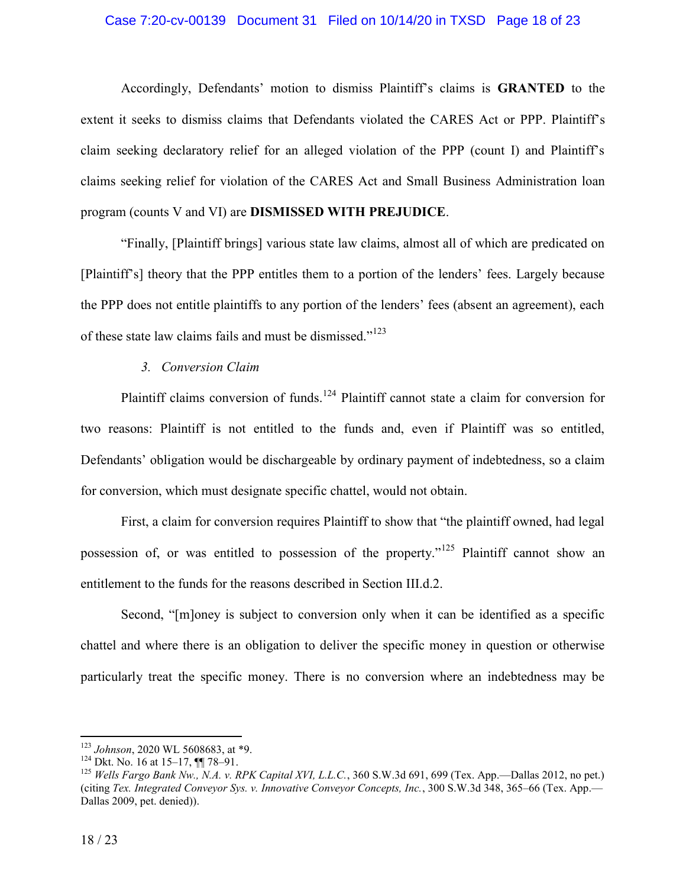Accordingly, Defendants' motion to dismiss Plaintiff's claims is **GRANTED** to the extent it seeks to dismiss claims that Defendants violated the CARES Act or PPP. Plaintiff's claim seeking declaratory relief for an alleged violation of the PPP (count I) and Plaintiff's claims seeking relief for violation of the CARES Act and Small Business Administration loan program (counts V and VI) are **DISMISSED WITH PREJUDICE**.

"Finally, [Plaintiff brings] various state law claims, almost all of which are predicated on [Plaintiff's] theory that the PPP entitles them to a portion of the lenders' fees. Largely because the PPP does not entitle plaintiffs to any portion of the lenders' fees (absent an agreement), each of these state law claims fails and must be dismissed."[123]

#### *3. Conversion Claim*

Plaintiff claims conversion of funds.[124] Plaintiff cannot state a claim for conversion for two reasons: Plaintiff is not entitled to the funds and, even if Plaintiff was so entitled, Defendants' obligation would be dischargeable by ordinary payment of indebtedness, so a claim for conversion, which must designate specific chattel, would not obtain.

First, a claim for conversion requires Plaintiff to show that "the plaintiff owned, had legal possession of, or was entitled to possession of the property."[125] Plaintiff cannot show an entitlement to the funds for the reasons described in Section III.d.2.

Second, "[m]oney is subject to conversion only when it can be identified as a specific chattel and where there is an obligation to deliver the specific money in question or otherwise particularly treat the specific money. There is no conversion where an indebtedness may be

---

[123] *Johnson*, 2020 WL 5608683, at *9.

[124] Dkt. No. 16 at 15–17, ¶¶ 78–91.

[125] *Wells Fargo Bank Nw., N.A. v. RPK Capital XVI, L.L.C.*, 360 S.W.3d 691, 699 (Tex. App.—Dallas 2012, no pet.) (citing *Tex. Integrated Conveyor Sys. v. Innovative Conveyor Concepts, Inc.*, 300 S.W.3d 348, 365–66 (Tex. App.—Dallas 2009, pet. denied)).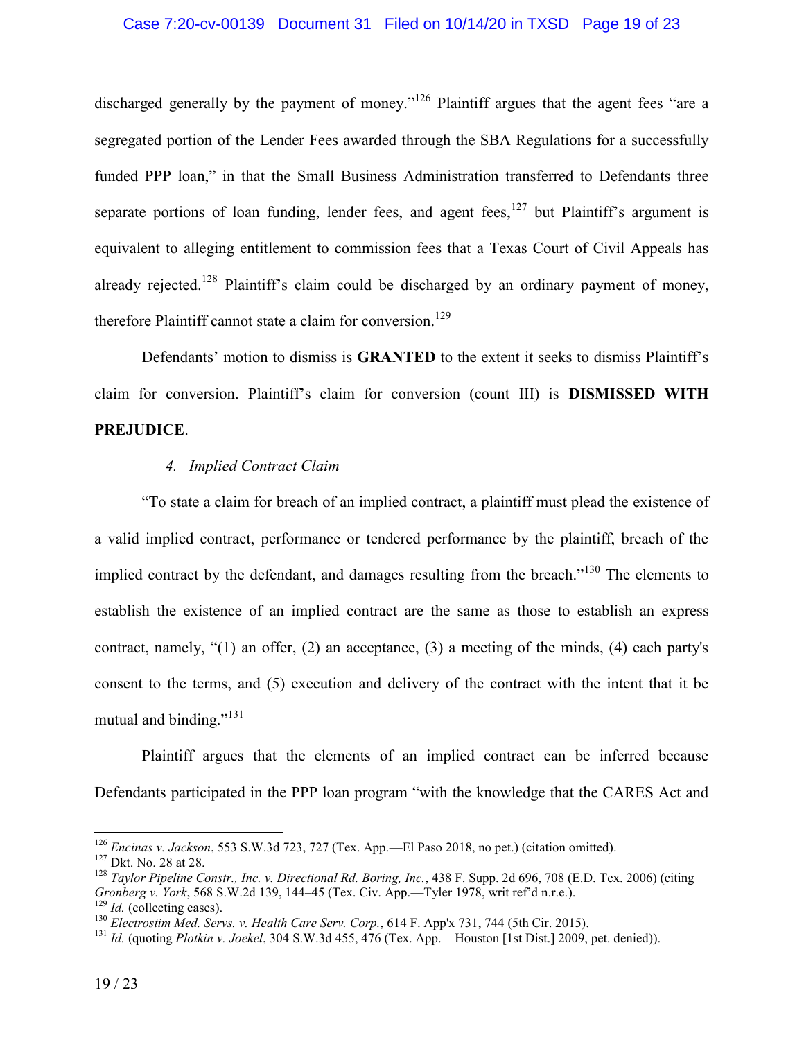discharged generally by the payment of money."[126] Plaintiff argues that the agent fees "are a segregated portion of the Lender Fees awarded through the SBA Regulations for a successfully funded PPP loan," in that the Small Business Administration transferred to Defendants three separate portions of loan funding, lender fees, and agent fees,[127] but Plaintiff's argument is equivalent to alleging entitlement to commission fees that a Texas Court of Civil Appeals has already rejected.[128] Plaintiff's claim could be discharged by an ordinary payment of money, therefore Plaintiff cannot state a claim for conversion.[129]

Defendants' motion to dismiss is **GRANTED** to the extent it seeks to dismiss Plaintiff's claim for conversion. Plaintiff's claim for conversion (count III) is **DISMISSED WITH PREJUDICE**.

*4. Implied Contract Claim*

"To state a claim for breach of an implied contract, a plaintiff must plead the existence of a valid implied contract, performance or tendered performance by the plaintiff, breach of the implied contract by the defendant, and damages resulting from the breach."[130] The elements to establish the existence of an implied contract are the same as those to establish an express contract, namely, "(1) an offer, (2) an acceptance, (3) a meeting of the minds, (4) each party's consent to the terms, and (5) execution and delivery of the contract with the intent that it be mutual and binding."[131]

Plaintiff argues that the elements of an implied contract can be inferred because Defendants participated in the PPP loan program "with the knowledge that the CARES Act and

---

[126] *Encinas v. Jackson*, 553 S.W.3d 723, 727 (Tex. App.—El Paso 2018, no pet.) (citation omitted).

[127] Dkt. No. 28 at 28.

[128] *Taylor Pipeline Constr., Inc. v. Directional Rd. Boring, Inc.*, 438 F. Supp. 2d 696, 708 (E.D. Tex. 2006) (citing *Gronberg v. York*, 568 S.W.2d 139, 144–45 (Tex. Civ. App.—Tyler 1978, writ ref'd n.r.e.).

[129] *Id.* (collecting cases).

[130] *Electrostim Med. Servs. v. Health Care Serv. Corp.*, 614 F. App'x 731, 744 (5th Cir. 2015).

[131] *Id.* (quoting *Plotkin v. Joekel*, 304 S.W.3d 455, 476 (Tex. App.—Houston [1st Dist.] 2009, pet. denied)).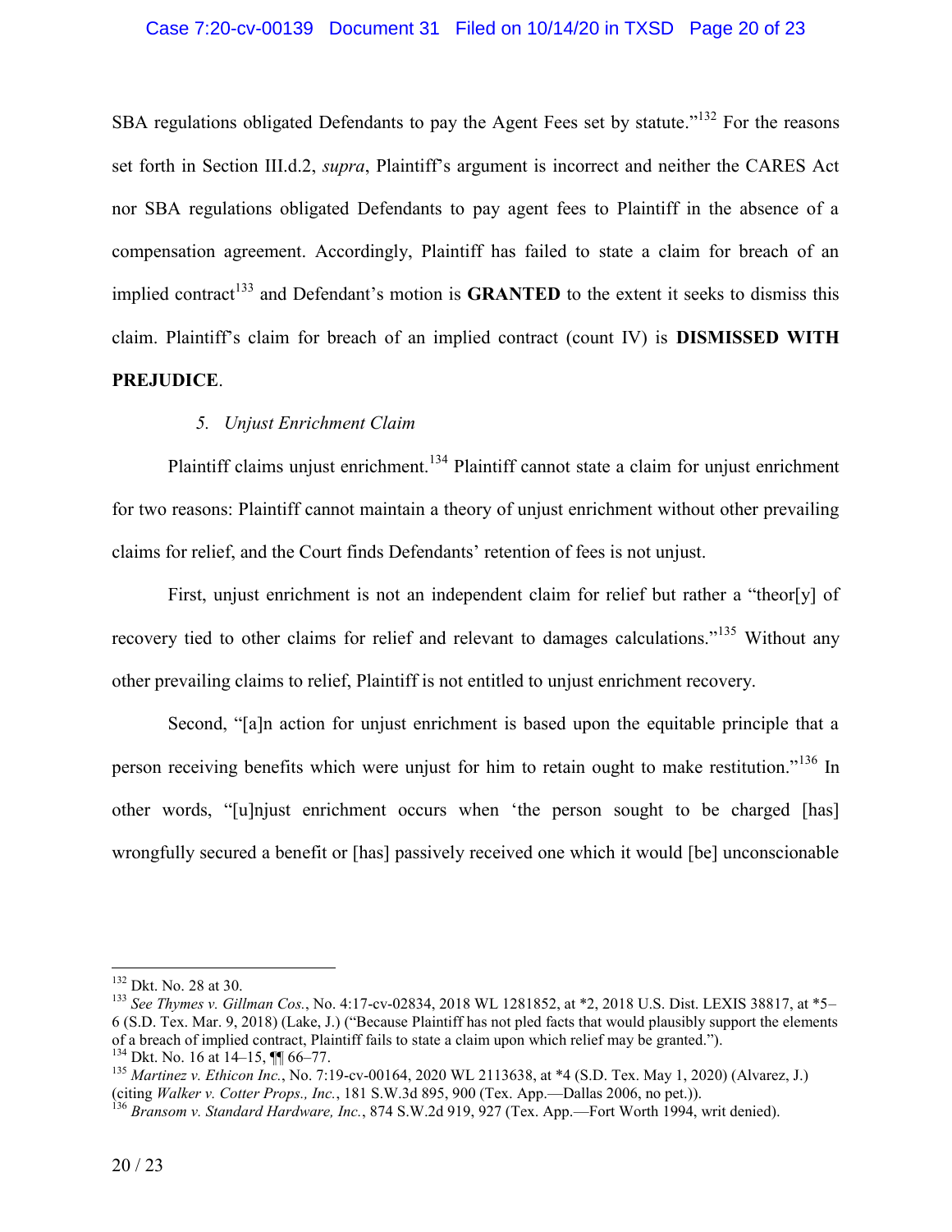SBA regulations obligated Defendants to pay the Agent Fees set by statute."[132] For the reasons set forth in Section III.d.2, *supra*, Plaintiff's argument is incorrect and neither the CARES Act nor SBA regulations obligated Defendants to pay agent fees to Plaintiff in the absence of a compensation agreement. Accordingly, Plaintiff has failed to state a claim for breach of an implied contract[133] and Defendant's motion is **GRANTED** to the extent it seeks to dismiss this claim. Plaintiff's claim for breach of an implied contract (count IV) is **DISMISSED WITH PREJUDICE**.

*5. Unjust Enrichment Claim*

Plaintiff claims unjust enrichment.[134] Plaintiff cannot state a claim for unjust enrichment for two reasons: Plaintiff cannot maintain a theory of unjust enrichment without other prevailing claims for relief, and the Court finds Defendants' retention of fees is not unjust.

First, unjust enrichment is not an independent claim for relief but rather a "theor[y] of recovery tied to other claims for relief and relevant to damages calculations."[135] Without any other prevailing claims to relief, Plaintiff is not entitled to unjust enrichment recovery.

Second, "[a]n action for unjust enrichment is based upon the equitable principle that a person receiving benefits which were unjust for him to retain ought to make restitution."[136] In other words, "[u]njust enrichment occurs when 'the person sought to be charged [has] wrongfully secured a benefit or [has] passively received one which it would [be] unconscionable

---

[132] Dkt. No. 28 at 30.

[133] *See Thymes v. Gillman Cos.*, No. 4:17-cv-02834, 2018 WL 1281852, at *2, 2018 U.S. Dist. LEXIS 38817, at *5–6 (S.D. Tex. Mar. 9, 2018) (Lake, J.) ("Because Plaintiff has not pled facts that would plausibly support the elements of a breach of implied contract, Plaintiff fails to state a claim upon which relief may be granted.").

[134] Dkt. No. 16 at 14–15, ¶¶ 66–77.

[135] *Martinez v. Ethicon Inc.*, No. 7:19-cv-00164, 2020 WL 2113638, at *4 (S.D. Tex. May 1, 2020) (Alvarez, J.) (citing *Walker v. Cotter Props., Inc.*, 181 S.W.3d 895, 900 (Tex. App.—Dallas 2006, no pet.)).

[136] *Bransom v. Standard Hardware, Inc.*, 874 S.W.2d 919, 927 (Tex. App.—Fort Worth 1994, writ denied).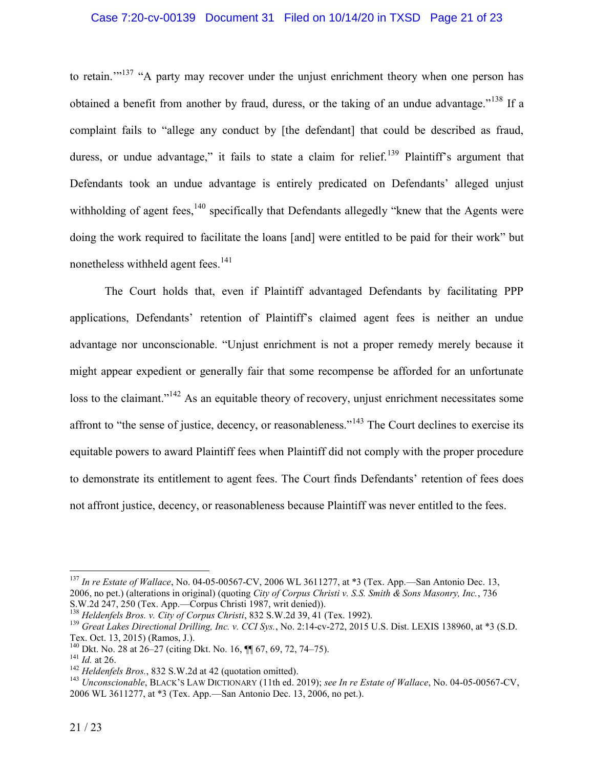to retain.'"[137] "A party may recover under the unjust enrichment theory when one person has obtained a benefit from another by fraud, duress, or the taking of an undue advantage."[138] If a complaint fails to "allege any conduct by [the defendant] that could be described as fraud, duress, or undue advantage," it fails to state a claim for relief.[139] Plaintiff's argument that Defendants took an undue advantage is entirely predicated on Defendants' alleged unjust withholding of agent fees,[140] specifically that Defendants allegedly "knew that the Agents were doing the work required to facilitate the loans [and] were entitled to be paid for their work" but nonetheless withheld agent fees.[141]

The Court holds that, even if Plaintiff advantaged Defendants by facilitating PPP applications, Defendants' retention of Plaintiff's claimed agent fees is neither an undue advantage nor unconscionable. "Unjust enrichment is not a proper remedy merely because it might appear expedient or generally fair that some recompense be afforded for an unfortunate loss to the claimant."[142] As an equitable theory of recovery, unjust enrichment necessitates some affront to "the sense of justice, decency, or reasonableness."[143] The Court declines to exercise its equitable powers to award Plaintiff fees when Plaintiff did not comply with the proper procedure to demonstrate its entitlement to agent fees. The Court finds Defendants' retention of fees does not affront justice, decency, or reasonableness because Plaintiff was never entitled to the fees.

---

[137] *In re Estate of Wallace*, No. 04-05-00567-CV, 2006 WL 3611277, at *3 (Tex. App.—San Antonio Dec. 13, 2006, no pet.) (alterations in original) (quoting *City of Corpus Christi v. S.S. Smith & Sons Masonry, Inc.*, 736 S.W.2d 247, 250 (Tex. App.—Corpus Christi 1987, writ denied)).

[138] *Heldenfels Bros. v. City of Corpus Christi*, 832 S.W.2d 39, 41 (Tex. 1992).

[139] *Great Lakes Directional Drilling, Inc. v. CCI Sys.*, No. 2:14-cv-272, 2015 U.S. Dist. LEXIS 138960, at *3 (S.D. Tex. Oct. 13, 2015) (Ramos, J.).

[140] Dkt. No. 28 at 26–27 (citing Dkt. No. 16, ¶¶ 67, 69, 72, 74–75).

[141] *Id.* at 26.

[142] *Heldenfels Bros.*, 832 S.W.2d at 42 (quotation omitted).

[143] *Unconscionable*, BLACK'S LAW DICTIONARY (11th ed. 2019); *see In re Estate of Wallace*, No. 04-05-00567-CV, 2006 WL 3611277, at *3 (Tex. App.—San Antonio Dec. 13, 2006, no pet.).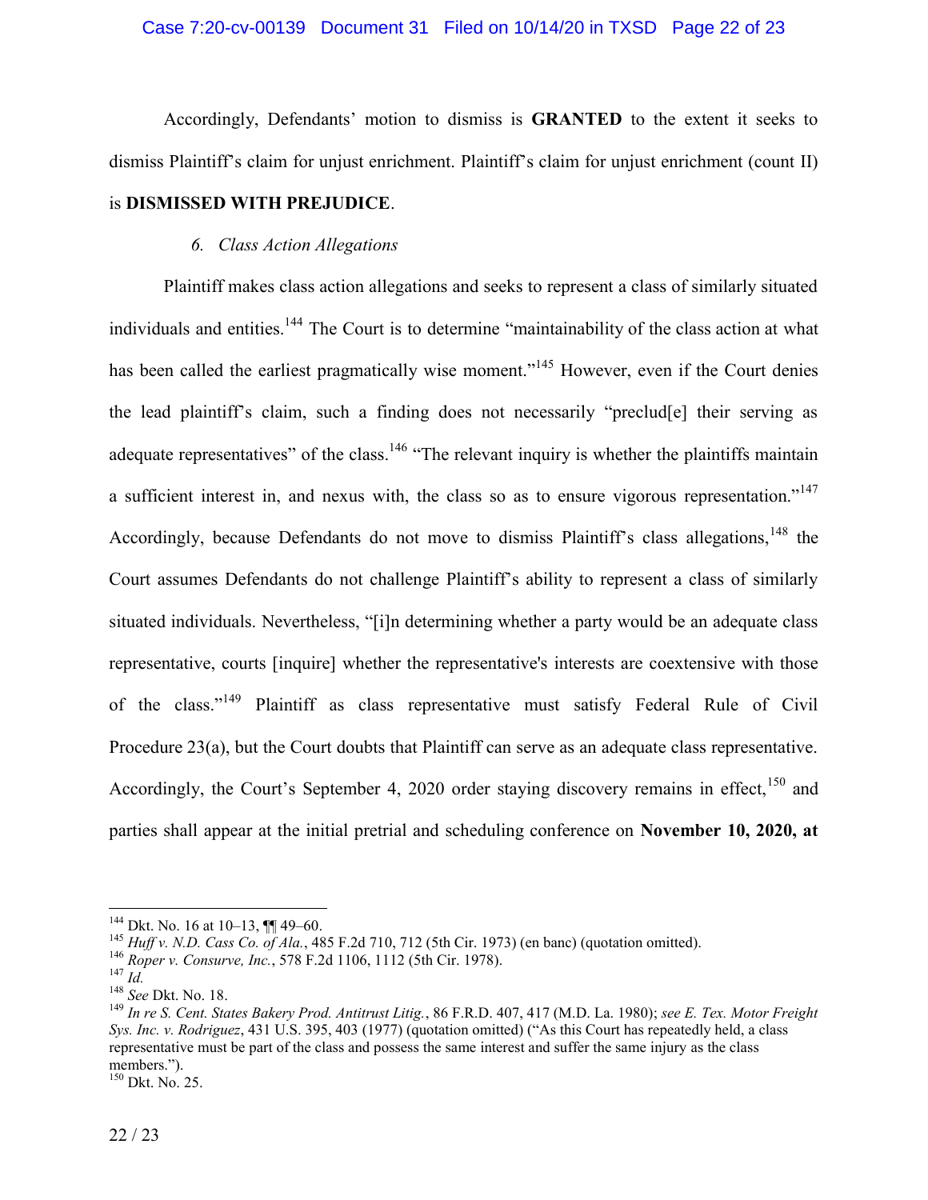Accordingly, Defendants' motion to dismiss is **GRANTED** to the extent it seeks to dismiss Plaintiff's claim for unjust enrichment. Plaintiff's claim for unjust enrichment (count II) is **DISMISSED WITH PREJUDICE**.

*6. Class Action Allegations*

Plaintiff makes class action allegations and seeks to represent a class of similarly situated individuals and entities.[144] The Court is to determine "maintainability of the class action at what has been called the earliest pragmatically wise moment."[145] However, even if the Court denies the lead plaintiff's claim, such a finding does not necessarily "preclud[e] their serving as adequate representatives" of the class.[146] "The relevant inquiry is whether the plaintiffs maintain a sufficient interest in, and nexus with, the class so as to ensure vigorous representation."[147] Accordingly, because Defendants do not move to dismiss Plaintiff's class allegations,[148] the Court assumes Defendants do not challenge Plaintiff's ability to represent a class of similarly situated individuals. Nevertheless, "[i]n determining whether a party would be an adequate class representative, courts [inquire] whether the representative's interests are coextensive with those of the class."[149] Plaintiff as class representative must satisfy Federal Rule of Civil Procedure 23(a), but the Court doubts that Plaintiff can serve as an adequate class representative. Accordingly, the Court's September 4, 2020 order staying discovery remains in effect,[150] and parties shall appear at the initial pretrial and scheduling conference on **November 10, 2020, at**

---

[144] Dkt. No. 16 at 10–13, ¶¶ 49–60.

[145] *Huff v. N.D. Cass Co. of Ala.*, 485 F.2d 710, 712 (5th Cir. 1973) (en banc) (quotation omitted).

[146] *Roper v. Consurve, Inc.*, 578 F.2d 1106, 1112 (5th Cir. 1978).

[147] *Id.*

[148] *See* Dkt. No. 18.

[149] *In re S. Cent. States Bakery Prod. Antitrust Litig.*, 86 F.R.D. 407, 417 (M.D. La. 1980); *see E. Tex. Motor Freight Sys. Inc. v. Rodriguez*, 431 U.S. 395, 403 (1977) (quotation omitted) ("As this Court has repeatedly held, a class representative must be part of the class and possess the same interest and suffer the same injury as the class members.").

[150] Dkt. No. 25.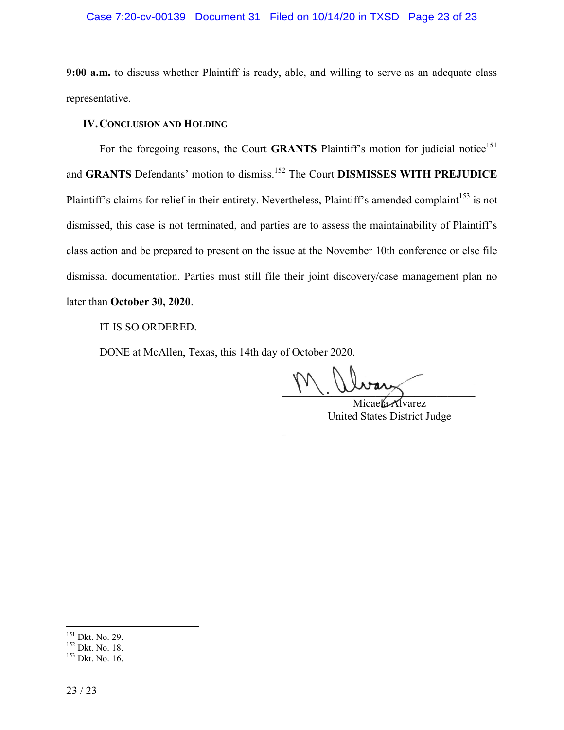**9:00 a.m.** to discuss whether Plaintiff is ready, able, and willing to serve as an adequate class representative.

### IV. Conclusion and Holding

For the foregoing reasons, the Court **GRANTS** Plaintiff's motion for judicial notice[151] and **GRANTS** Defendants' motion to dismiss.[152] The Court **DISMISSES WITH PREJUDICE** Plaintiff's claims for relief in their entirety. Nevertheless, Plaintiff's amended complaint[153] is not dismissed, this case is not terminated, and parties are to assess the maintainability of Plaintiff's class action and be prepared to present on the issue at the November 10th conference or else file dismissal documentation. Parties must still file their joint discovery/case management plan no later than **October 30, 2020**.

IT IS SO ORDERED.

DONE at McAllen, Texas, this 14th day of October 2020.

Micaela Alvarez
United States District Judge

---

[151] Dkt. No. 29.
[152] Dkt. No. 18.
[153] Dkt. No. 16.